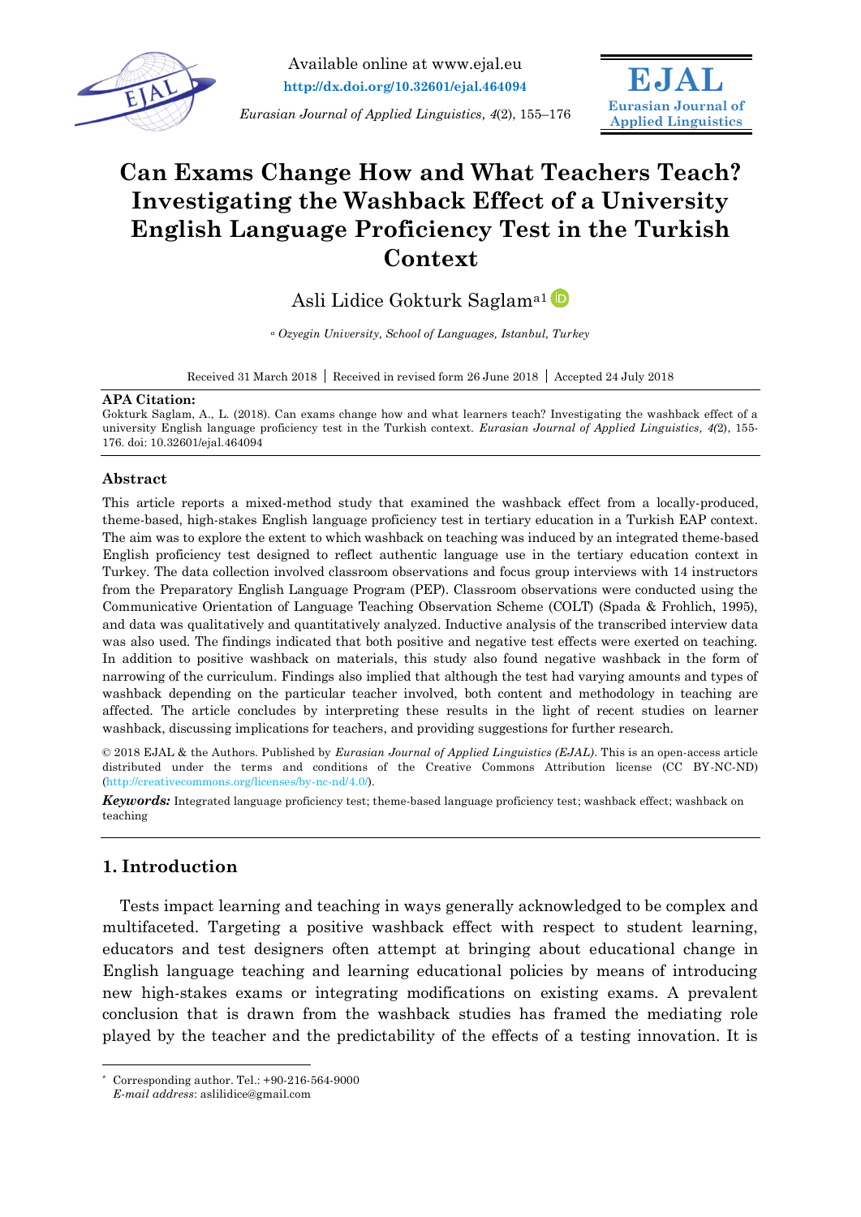Available online at www.ejal.eu
**http://dx.doi.org/10.32601/ejal.464094**

*Eurasian Journal of Applied Linguistics, 4*(2), 155–176

**EJAL**
**Eurasian Journal of Applied Linguistics**

# Can Exams Change How and What Teachers Teach? Investigating the Washback Effect of a University English Language Proficiency Test in the Turkish Context

Asli Lidice Gokturk Saglam[a1]

[a] *Ozyegin University, School of Languages, Istanbul, Turkey*

Received 31 March 2018 | Received in revised form 26 June 2018 | Accepted 24 July 2018

**APA Citation:**
Gokturk Saglam, A., L. (2018). Can exams change how and what learners teach? Investigating the washback effect of a university English language proficiency test in the Turkish context. *Eurasian Journal of Applied Linguistics, 4(*2), 155-176. doi: 10.32601/ejal.464094

## Abstract

This article reports a mixed-method study that examined the washback effect from a locally-produced, theme-based, high-stakes English language proficiency test in tertiary education in a Turkish EAP context. The aim was to explore the extent to which washback on teaching was induced by an integrated theme-based English proficiency test designed to reflect authentic language use in the tertiary education context in Turkey. The data collection involved classroom observations and focus group interviews with 14 instructors from the Preparatory English Language Program (PEP). Classroom observations were conducted using the Communicative Orientation of Language Teaching Observation Scheme (COLT) (Spada & Frohlich, 1995), and data was qualitatively and quantitatively analyzed. Inductive analysis of the transcribed interview data was also used. The findings indicated that both positive and negative test effects were exerted on teaching. In addition to positive washback on materials, this study also found negative washback in the form of narrowing of the curriculum. Findings also implied that although the test had varying amounts and types of washback depending on the particular teacher involved, both content and methodology in teaching are affected. The article concludes by interpreting these results in the light of recent studies on learner washback, discussing implications for teachers, and providing suggestions for further research.

© 2018 EJAL & the Authors. Published by *Eurasian Journal of Applied Linguistics (EJAL)*. This is an open-access article distributed under the terms and conditions of the Creative Commons Attribution license (CC BY-NC-ND) (http://creativecommons.org/licenses/by-nc-nd/4.0/).

***Keywords:*** Integrated language proficiency test; theme-based language proficiency test; washback effect; washback on teaching

## 1. Introduction

Tests impact learning and teaching in ways generally acknowledged to be complex and multifaceted. Targeting a positive washback effect with respect to student learning, educators and test designers often attempt at bringing about educational change in English language teaching and learning educational policies by means of introducing new high-stakes exams or integrating modifications on existing exams. A prevalent conclusion that is drawn from the washback studies has framed the mediating role played by the teacher and the predictability of the effects of a testing innovation. It is

[1] Corresponding author. Tel.: +90-216-564-9000
*E-mail address*: aslilidice@gmail.com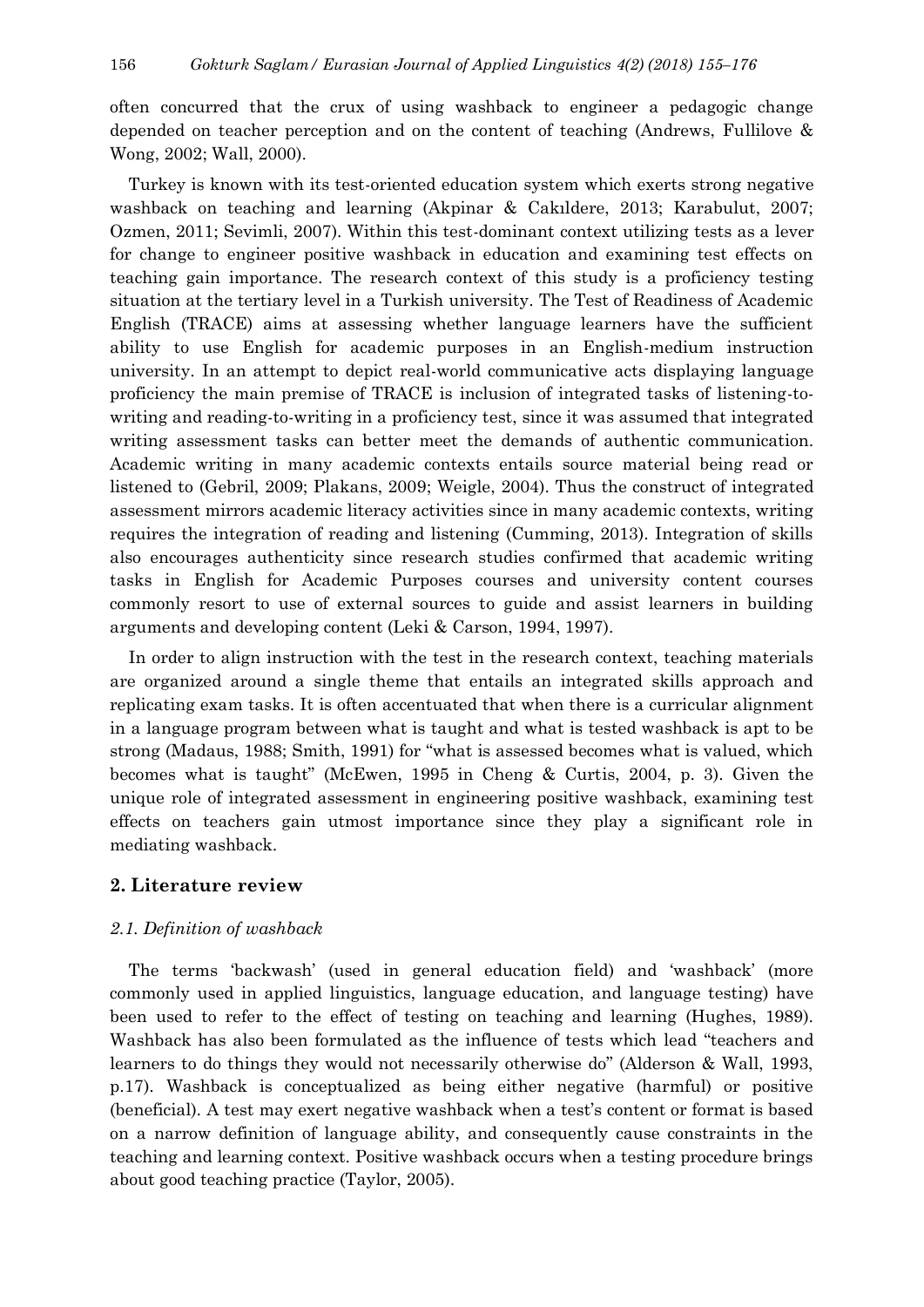often concurred that the crux of using washback to engineer a pedagogic change depended on teacher perception and on the content of teaching (Andrews, Fullilove & Wong, 2002; Wall, 2000).

Turkey is known with its test-oriented education system which exerts strong negative washback on teaching and learning (Akpinar & Cakıldere, 2013; Karabulut, 2007; Ozmen, 2011; Sevimli, 2007). Within this test-dominant context utilizing tests as a lever for change to engineer positive washback in education and examining test effects on teaching gain importance. The research context of this study is a proficiency testing situation at the tertiary level in a Turkish university. The Test of Readiness of Academic English (TRACE) aims at assessing whether language learners have the sufficient ability to use English for academic purposes in an English-medium instruction university. In an attempt to depict real-world communicative acts displaying language proficiency the main premise of TRACE is inclusion of integrated tasks of listening-to-writing and reading-to-writing in a proficiency test, since it was assumed that integrated writing assessment tasks can better meet the demands of authentic communication. Academic writing in many academic contexts entails source material being read or listened to (Gebril, 2009; Plakans, 2009; Weigle, 2004). Thus the construct of integrated assessment mirrors academic literacy activities since in many academic contexts, writing requires the integration of reading and listening (Cumming, 2013). Integration of skills also encourages authenticity since research studies confirmed that academic writing tasks in English for Academic Purposes courses and university content courses commonly resort to use of external sources to guide and assist learners in building arguments and developing content (Leki & Carson, 1994, 1997).

In order to align instruction with the test in the research context, teaching materials are organized around a single theme that entails an integrated skills approach and replicating exam tasks. It is often accentuated that when there is a curricular alignment in a language program between what is taught and what is tested washback is apt to be strong (Madaus, 1988; Smith, 1991) for "what is assessed becomes what is valued, which becomes what is taught" (McEwen, 1995 in Cheng & Curtis, 2004, p. 3). Given the unique role of integrated assessment in engineering positive washback, examining test effects on teachers gain utmost importance since they play a significant role in mediating washback.

## 2. Literature review

### *2.1. Definition of washback*

The terms 'backwash' (used in general education field) and 'washback' (more commonly used in applied linguistics, language education, and language testing) have been used to refer to the effect of testing on teaching and learning (Hughes, 1989). Washback has also been formulated as the influence of tests which lead "teachers and learners to do things they would not necessarily otherwise do" (Alderson & Wall, 1993, p.17). Washback is conceptualized as being either negative (harmful) or positive (beneficial). A test may exert negative washback when a test's content or format is based on a narrow definition of language ability, and consequently cause constraints in the teaching and learning context. Positive washback occurs when a testing procedure brings about good teaching practice (Taylor, 2005).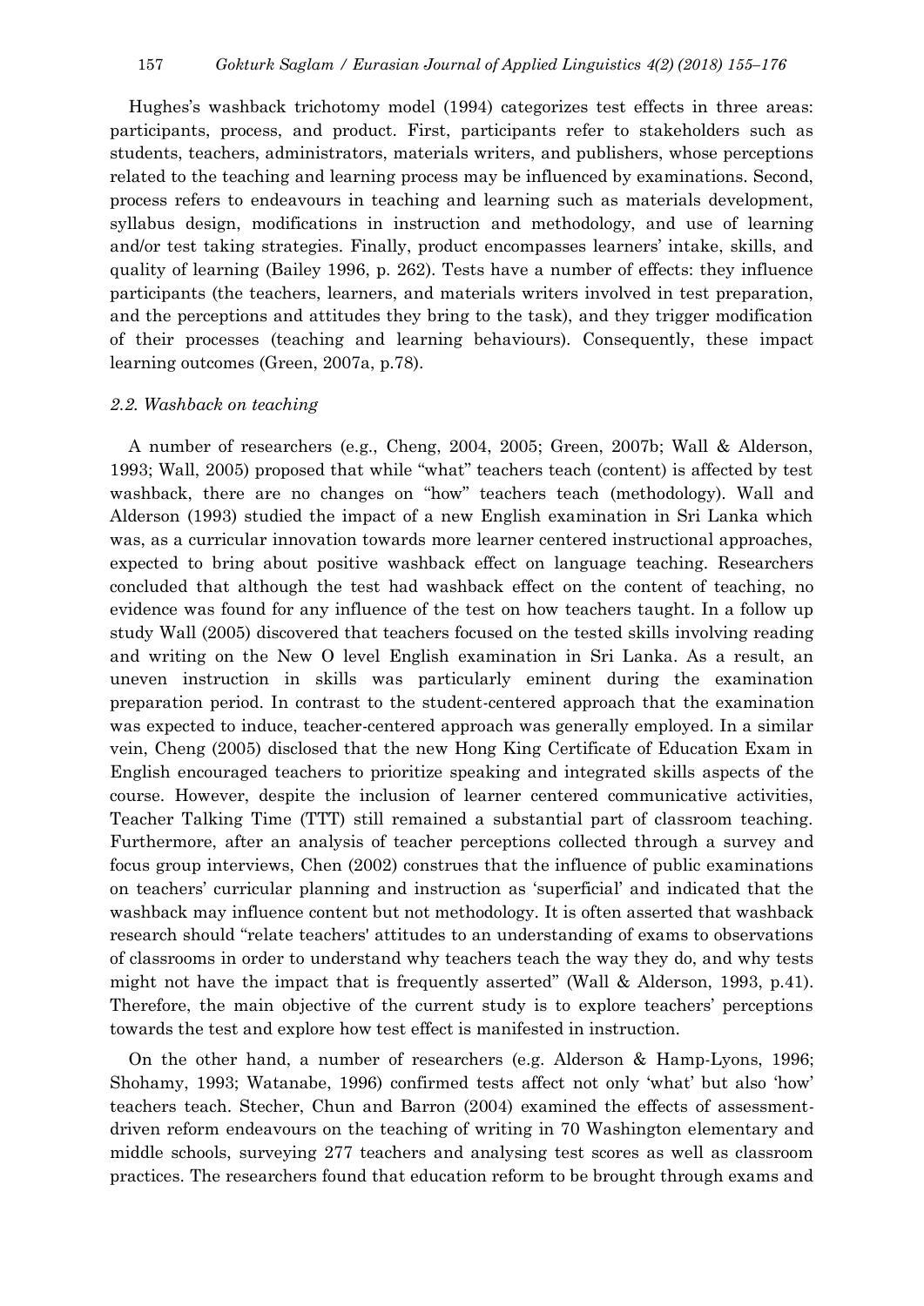Hughes's washback trichotomy model (1994) categorizes test effects in three areas: participants, process, and product. First, participants refer to stakeholders such as students, teachers, administrators, materials writers, and publishers, whose perceptions related to the teaching and learning process may be influenced by examinations. Second, process refers to endeavours in teaching and learning such as materials development, syllabus design, modifications in instruction and methodology, and use of learning and/or test taking strategies. Finally, product encompasses learners' intake, skills, and quality of learning (Bailey 1996, p. 262). Tests have a number of effects: they influence participants (the teachers, learners, and materials writers involved in test preparation, and the perceptions and attitudes they bring to the task), and they trigger modification of their processes (teaching and learning behaviours). Consequently, these impact learning outcomes (Green, 2007a, p.78).

### *2.2. Washback on teaching*

A number of researchers (e.g., Cheng, 2004, 2005; Green, 2007b; Wall & Alderson, 1993; Wall, 2005) proposed that while "what" teachers teach (content) is affected by test washback, there are no changes on "how" teachers teach (methodology). Wall and Alderson (1993) studied the impact of a new English examination in Sri Lanka which was, as a curricular innovation towards more learner centered instructional approaches, expected to bring about positive washback effect on language teaching. Researchers concluded that although the test had washback effect on the content of teaching, no evidence was found for any influence of the test on how teachers taught. In a follow up study Wall (2005) discovered that teachers focused on the tested skills involving reading and writing on the New O level English examination in Sri Lanka. As a result, an uneven instruction in skills was particularly eminent during the examination preparation period. In contrast to the student-centered approach that the examination was expected to induce, teacher-centered approach was generally employed. In a similar vein, Cheng (2005) disclosed that the new Hong King Certificate of Education Exam in English encouraged teachers to prioritize speaking and integrated skills aspects of the course. However, despite the inclusion of learner centered communicative activities, Teacher Talking Time (TTT) still remained a substantial part of classroom teaching. Furthermore, after an analysis of teacher perceptions collected through a survey and focus group interviews, Chen (2002) construes that the influence of public examinations on teachers' curricular planning and instruction as 'superficial' and indicated that the washback may influence content but not methodology. It is often asserted that washback research should "relate teachers' attitudes to an understanding of exams to observations of classrooms in order to understand why teachers teach the way they do, and why tests might not have the impact that is frequently asserted" (Wall & Alderson, 1993, p.41). Therefore, the main objective of the current study is to explore teachers' perceptions towards the test and explore how test effect is manifested in instruction.

On the other hand, a number of researchers (e.g. Alderson & Hamp-Lyons, 1996; Shohamy, 1993; Watanabe, 1996) confirmed tests affect not only 'what' but also 'how' teachers teach. Stecher, Chun and Barron (2004) examined the effects of assessment-driven reform endeavours on the teaching of writing in 70 Washington elementary and middle schools, surveying 277 teachers and analysing test scores as well as classroom practices. The researchers found that education reform to be brought through exams and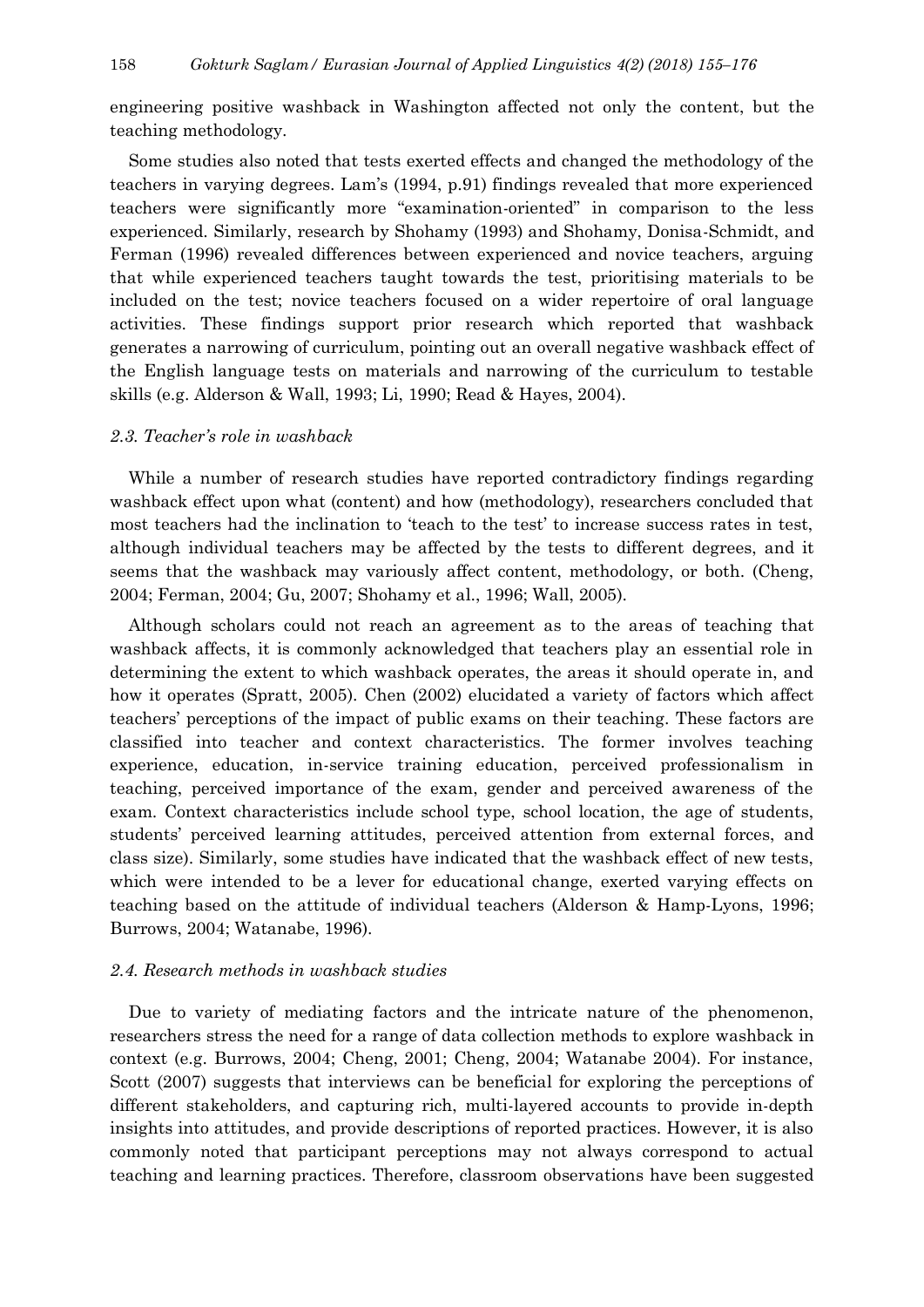engineering positive washback in Washington affected not only the content, but the teaching methodology.

Some studies also noted that tests exerted effects and changed the methodology of the teachers in varying degrees. Lam's (1994, p.91) findings revealed that more experienced teachers were significantly more "examination-oriented" in comparison to the less experienced. Similarly, research by Shohamy (1993) and Shohamy, Donisa-Schmidt, and Ferman (1996) revealed differences between experienced and novice teachers, arguing that while experienced teachers taught towards the test, prioritising materials to be included on the test; novice teachers focused on a wider repertoire of oral language activities. These findings support prior research which reported that washback generates a narrowing of curriculum, pointing out an overall negative washback effect of the English language tests on materials and narrowing of the curriculum to testable skills (e.g. Alderson & Wall, 1993; Li, 1990; Read & Hayes, 2004).

### *2.3. Teacher's role in washback*

While a number of research studies have reported contradictory findings regarding washback effect upon what (content) and how (methodology), researchers concluded that most teachers had the inclination to 'teach to the test' to increase success rates in test, although individual teachers may be affected by the tests to different degrees, and it seems that the washback may variously affect content, methodology, or both. (Cheng, 2004; Ferman, 2004; Gu, 2007; Shohamy et al., 1996; Wall, 2005).

Although scholars could not reach an agreement as to the areas of teaching that washback affects, it is commonly acknowledged that teachers play an essential role in determining the extent to which washback operates, the areas it should operate in, and how it operates (Spratt, 2005). Chen (2002) elucidated a variety of factors which affect teachers' perceptions of the impact of public exams on their teaching. These factors are classified into teacher and context characteristics. The former involves teaching experience, education, in-service training education, perceived professionalism in teaching, perceived importance of the exam, gender and perceived awareness of the exam. Context characteristics include school type, school location, the age of students, students' perceived learning attitudes, perceived attention from external forces, and class size). Similarly, some studies have indicated that the washback effect of new tests, which were intended to be a lever for educational change, exerted varying effects on teaching based on the attitude of individual teachers (Alderson & Hamp-Lyons, 1996; Burrows, 2004; Watanabe, 1996).

### *2.4. Research methods in washback studies*

Due to variety of mediating factors and the intricate nature of the phenomenon, researchers stress the need for a range of data collection methods to explore washback in context (e.g. Burrows, 2004; Cheng, 2001; Cheng, 2004; Watanabe 2004). For instance, Scott (2007) suggests that interviews can be beneficial for exploring the perceptions of different stakeholders, and capturing rich, multi-layered accounts to provide in-depth insights into attitudes, and provide descriptions of reported practices. However, it is also commonly noted that participant perceptions may not always correspond to actual teaching and learning practices. Therefore, classroom observations have been suggested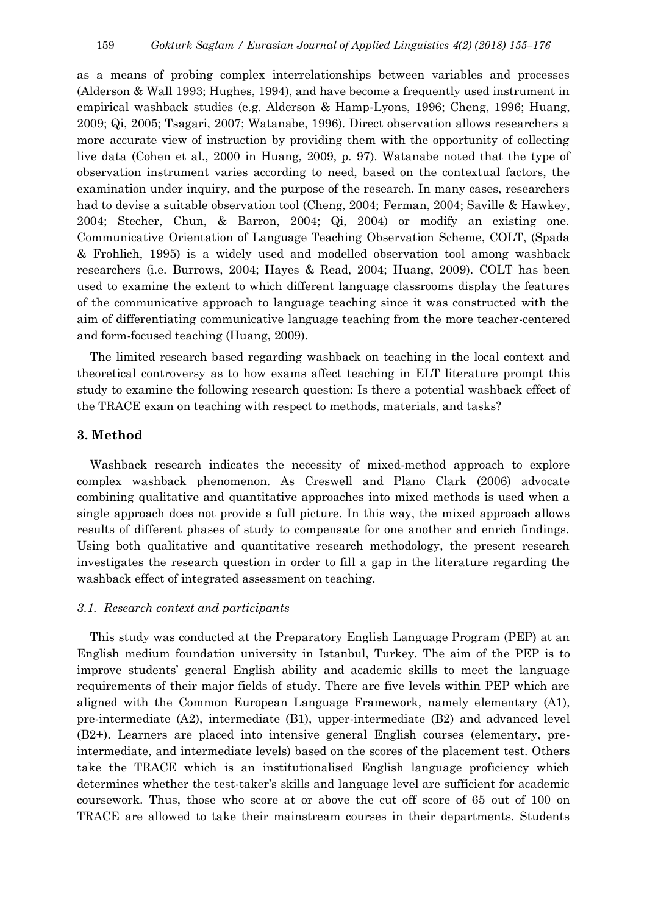as a means of probing complex interrelationships between variables and processes (Alderson & Wall 1993; Hughes, 1994), and have become a frequently used instrument in empirical washback studies (e.g. Alderson & Hamp-Lyons, 1996; Cheng, 1996; Huang, 2009; Qi, 2005; Tsagari, 2007; Watanabe, 1996). Direct observation allows researchers a more accurate view of instruction by providing them with the opportunity of collecting live data (Cohen et al., 2000 in Huang, 2009, p. 97). Watanabe noted that the type of observation instrument varies according to need, based on the contextual factors, the examination under inquiry, and the purpose of the research. In many cases, researchers had to devise a suitable observation tool (Cheng, 2004; Ferman, 2004; Saville & Hawkey, 2004; Stecher, Chun, & Barron, 2004; Qi, 2004) or modify an existing one. Communicative Orientation of Language Teaching Observation Scheme, COLT, (Spada & Frohlich, 1995) is a widely used and modelled observation tool among washback researchers (i.e. Burrows, 2004; Hayes & Read, 2004; Huang, 2009). COLT has been used to examine the extent to which different language classrooms display the features of the communicative approach to language teaching since it was constructed with the aim of differentiating communicative language teaching from the more teacher-centered and form-focused teaching (Huang, 2009).

The limited research based regarding washback on teaching in the local context and theoretical controversy as to how exams affect teaching in ELT literature prompt this study to examine the following research question: Is there a potential washback effect of the TRACE exam on teaching with respect to methods, materials, and tasks?

## 3. Method

Washback research indicates the necessity of mixed-method approach to explore complex washback phenomenon. As Creswell and Plano Clark (2006) advocate combining qualitative and quantitative approaches into mixed methods is used when a single approach does not provide a full picture. In this way, the mixed approach allows results of different phases of study to compensate for one another and enrich findings. Using both qualitative and quantitative research methodology, the present research investigates the research question in order to fill a gap in the literature regarding the washback effect of integrated assessment on teaching.

### *3.1. Research context and participants*

This study was conducted at the Preparatory English Language Program (PEP) at an English medium foundation university in Istanbul, Turkey. The aim of the PEP is to improve students' general English ability and academic skills to meet the language requirements of their major fields of study. There are five levels within PEP which are aligned with the Common European Language Framework, namely elementary (A1), pre-intermediate (A2), intermediate (B1), upper-intermediate (B2) and advanced level (B2+). Learners are placed into intensive general English courses (elementary, pre-intermediate, and intermediate levels) based on the scores of the placement test. Others take the TRACE which is an institutionalised English language proficiency which determines whether the test-taker's skills and language level are sufficient for academic coursework. Thus, those who score at or above the cut off score of 65 out of 100 on TRACE are allowed to take their mainstream courses in their departments. Students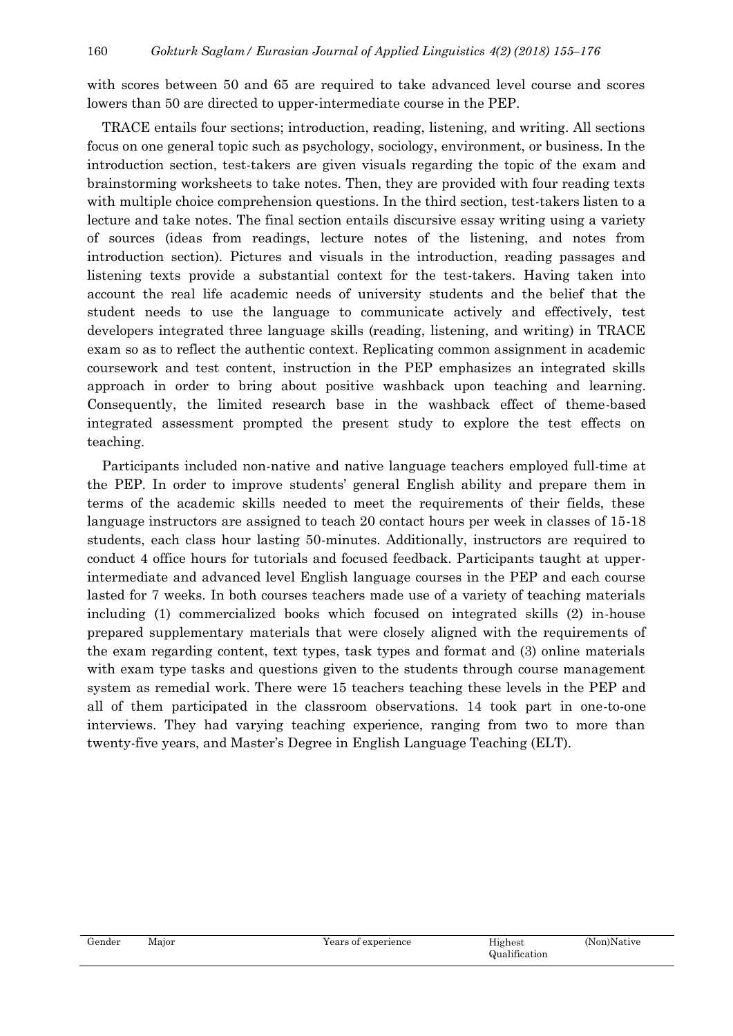with scores between 50 and 65 are required to take advanced level course and scores lowers than 50 are directed to upper-intermediate course in the PEP.

TRACE entails four sections; introduction, reading, listening, and writing. All sections focus on one general topic such as psychology, sociology, environment, or business. In the introduction section, test-takers are given visuals regarding the topic of the exam and brainstorming worksheets to take notes. Then, they are provided with four reading texts with multiple choice comprehension questions. In the third section, test-takers listen to a lecture and take notes. The final section entails discursive essay writing using a variety of sources (ideas from readings, lecture notes of the listening, and notes from introduction section). Pictures and visuals in the introduction, reading passages and listening texts provide a substantial context for the test-takers. Having taken into account the real life academic needs of university students and the belief that the student needs to use the language to communicate actively and effectively, test developers integrated three language skills (reading, listening, and writing) in TRACE exam so as to reflect the authentic context. Replicating common assignment in academic coursework and test content, instruction in the PEP emphasizes an integrated skills approach in order to bring about positive washback upon teaching and learning. Consequently, the limited research base in the washback effect of theme-based integrated assessment prompted the present study to explore the test effects on teaching.

Participants included non-native and native language teachers employed full-time at the PEP. In order to improve students' general English ability and prepare them in terms of the academic skills needed to meet the requirements of their fields, these language instructors are assigned to teach 20 contact hours per week in classes of 15-18 students, each class hour lasting 50-minutes. Additionally, instructors are required to conduct 4 office hours for tutorials and focused feedback. Participants taught at upper-intermediate and advanced level English language courses in the PEP and each course lasted for 7 weeks. In both courses teachers made use of a variety of teaching materials including (1) commercialized books which focused on integrated skills (2) in-house prepared supplementary materials that were closely aligned with the requirements of the exam regarding content, text types, task types and format and (3) online materials with exam type tasks and questions given to the students through course management system as remedial work. There were 15 teachers teaching these levels in the PEP and all of them participated in the classroom observations. 14 took part in one-to-one interviews. They had varying teaching experience, ranging from two to more than twenty-five years, and Master's Degree in English Language Teaching (ELT).

| Gender | Major | Years of experience | Highest Qualification | (Non)Native |
|---|---|---|---|---|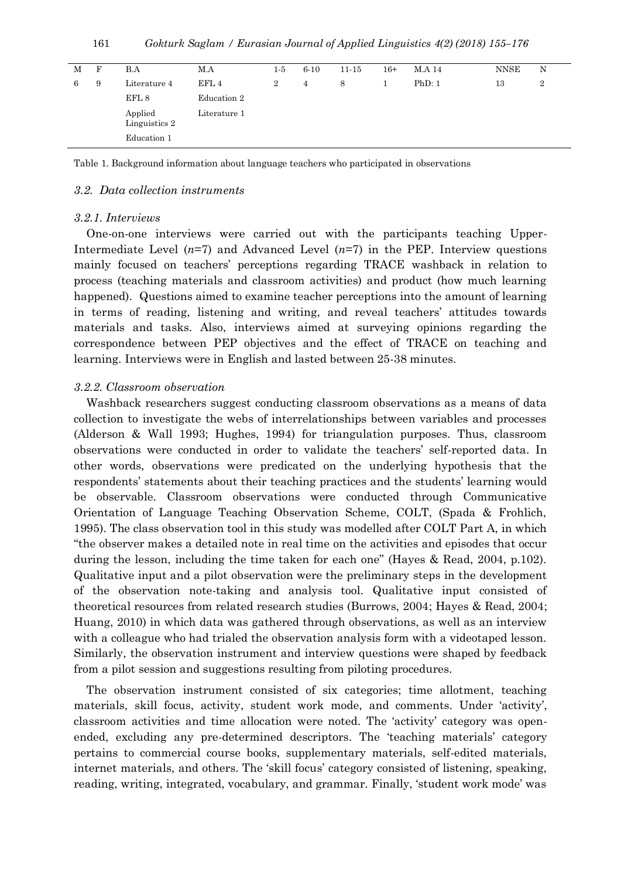| M | F | B.A | M.A | 1-5 | 6-10 | 11-15 | 16+ | M.A 14 | NNSE | N |
|---|---|---|---|---|---|---|---|---|---|---|
| 6 | 9 | Literature 4 | EFL 4 | 2 | 4 | 8 | 1 | PhD: 1 | 13 | 2 |
| | | EFL 8 | Education 2 | | | | | | | |
| | | Applied Linguistics 2 | Literature 1 | | | | | | | |
| | | Education 1 | | | | | | | | |

Table 1. Background information about language teachers who participated in observations

### *3.2. Data collection instruments*

#### *3.2.1. Interviews*

One-on-one interviews were carried out with the participants teaching Upper-Intermediate Level ($n$=7) and Advanced Level ($n$=7) in the PEP. Interview questions mainly focused on teachers' perceptions regarding TRACE washback in relation to process (teaching materials and classroom activities) and product (how much learning happened). Questions aimed to examine teacher perceptions into the amount of learning in terms of reading, listening and writing, and reveal teachers' attitudes towards materials and tasks. Also, interviews aimed at surveying opinions regarding the correspondence between PEP objectives and the effect of TRACE on teaching and learning. Interviews were in English and lasted between 25-38 minutes.

#### *3.2.2. Classroom observation*

Washback researchers suggest conducting classroom observations as a means of data collection to investigate the webs of interrelationships between variables and processes (Alderson & Wall 1993; Hughes, 1994) for triangulation purposes. Thus, classroom observations were conducted in order to validate the teachers' self-reported data. In other words, observations were predicated on the underlying hypothesis that the respondents' statements about their teaching practices and the students' learning would be observable. Classroom observations were conducted through Communicative Orientation of Language Teaching Observation Scheme, COLT, (Spada & Frohlich, 1995). The class observation tool in this study was modelled after COLT Part A, in which "the observer makes a detailed note in real time on the activities and episodes that occur during the lesson, including the time taken for each one" (Hayes & Read, 2004, p.102). Qualitative input and a pilot observation were the preliminary steps in the development of the observation note-taking and analysis tool. Qualitative input consisted of theoretical resources from related research studies (Burrows, 2004; Hayes & Read, 2004; Huang, 2010) in which data was gathered through observations, as well as an interview with a colleague who had trialed the observation analysis form with a videotaped lesson. Similarly, the observation instrument and interview questions were shaped by feedback from a pilot session and suggestions resulting from piloting procedures.

The observation instrument consisted of six categories; time allotment, teaching materials, skill focus, activity, student work mode, and comments. Under 'activity', classroom activities and time allocation were noted. The 'activity' category was open-ended, excluding any pre-determined descriptors. The 'teaching materials' category pertains to commercial course books, supplementary materials, self-edited materials, internet materials, and others. The 'skill focus' category consisted of listening, speaking, reading, writing, integrated, vocabulary, and grammar. Finally, 'student work mode' was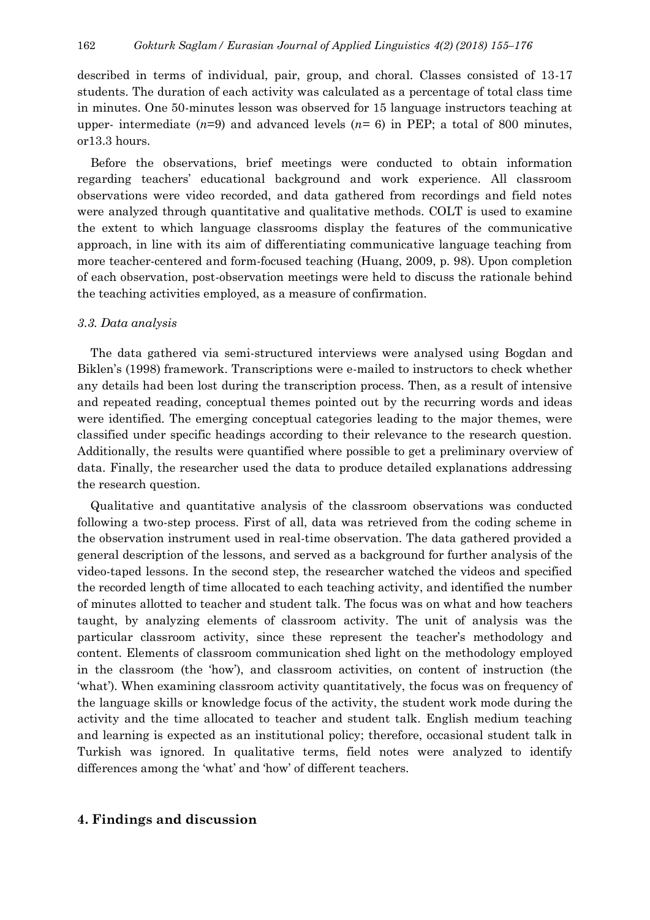described in terms of individual, pair, group, and choral. Classes consisted of 13-17 students. The duration of each activity was calculated as a percentage of total class time in minutes. One 50-minutes lesson was observed for 15 language instructors teaching at upper- intermediate ($n$=9) and advanced levels ($n$= 6) in PEP; a total of 800 minutes, or13.3 hours.

Before the observations, brief meetings were conducted to obtain information regarding teachers' educational background and work experience. All classroom observations were video recorded, and data gathered from recordings and field notes were analyzed through quantitative and qualitative methods. COLT is used to examine the extent to which language classrooms display the features of the communicative approach, in line with its aim of differentiating communicative language teaching from more teacher-centered and form-focused teaching (Huang, 2009, p. 98). Upon completion of each observation, post-observation meetings were held to discuss the rationale behind the teaching activities employed, as a measure of confirmation.

### *3.3. Data analysis*

The data gathered via semi-structured interviews were analysed using Bogdan and Biklen's (1998) framework. Transcriptions were e-mailed to instructors to check whether any details had been lost during the transcription process. Then, as a result of intensive and repeated reading, conceptual themes pointed out by the recurring words and ideas were identified. The emerging conceptual categories leading to the major themes, were classified under specific headings according to their relevance to the research question. Additionally, the results were quantified where possible to get a preliminary overview of data. Finally, the researcher used the data to produce detailed explanations addressing the research question.

Qualitative and quantitative analysis of the classroom observations was conducted following a two-step process. First of all, data was retrieved from the coding scheme in the observation instrument used in real-time observation. The data gathered provided a general description of the lessons, and served as a background for further analysis of the video-taped lessons. In the second step, the researcher watched the videos and specified the recorded length of time allocated to each teaching activity, and identified the number of minutes allotted to teacher and student talk. The focus was on what and how teachers taught, by analyzing elements of classroom activity. The unit of analysis was the particular classroom activity, since these represent the teacher's methodology and content. Elements of classroom communication shed light on the methodology employed in the classroom (the 'how'), and classroom activities, on content of instruction (the 'what'). When examining classroom activity quantitatively, the focus was on frequency of the language skills or knowledge focus of the activity, the student work mode during the activity and the time allocated to teacher and student talk. English medium teaching and learning is expected as an institutional policy; therefore, occasional student talk in Turkish was ignored. In qualitative terms, field notes were analyzed to identify differences among the 'what' and 'how' of different teachers.

## 4. Findings and discussion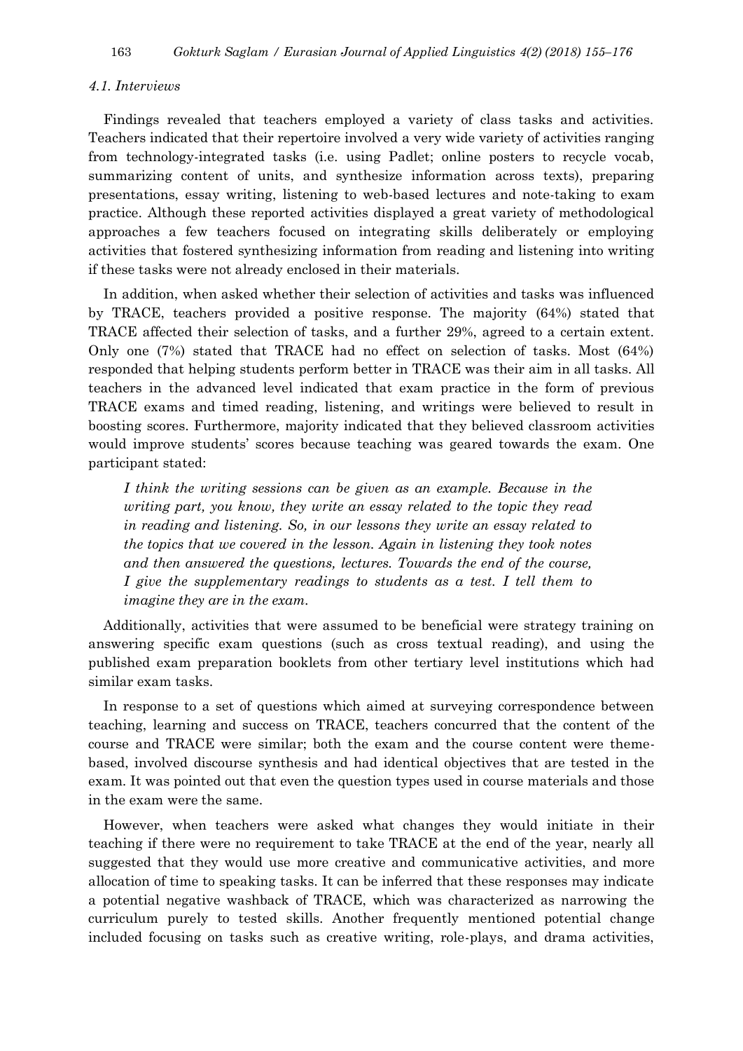### *4.1. Interviews*

Findings revealed that teachers employed a variety of class tasks and activities. Teachers indicated that their repertoire involved a very wide variety of activities ranging from technology-integrated tasks (i.e. using Padlet; online posters to recycle vocab, summarizing content of units, and synthesize information across texts), preparing presentations, essay writing, listening to web-based lectures and note-taking to exam practice. Although these reported activities displayed a great variety of methodological approaches a few teachers focused on integrating skills deliberately or employing activities that fostered synthesizing information from reading and listening into writing if these tasks were not already enclosed in their materials.

In addition, when asked whether their selection of activities and tasks was influenced by TRACE, teachers provided a positive response. The majority (64%) stated that TRACE affected their selection of tasks, and a further 29%, agreed to a certain extent. Only one (7%) stated that TRACE had no effect on selection of tasks. Most (64%) responded that helping students perform better in TRACE was their aim in all tasks. All teachers in the advanced level indicated that exam practice in the form of previous TRACE exams and timed reading, listening, and writings were believed to result in boosting scores. Furthermore, majority indicated that they believed classroom activities would improve students' scores because teaching was geared towards the exam. One participant stated:

> *I think the writing sessions can be given as an example. Because in the writing part, you know, they write an essay related to the topic they read in reading and listening. So, in our lessons they write an essay related to the topics that we covered in the lesson. Again in listening they took notes and then answered the questions, lectures. Towards the end of the course, I give the supplementary readings to students as a test. I tell them to imagine they are in the exam.*

Additionally, activities that were assumed to be beneficial were strategy training on answering specific exam questions (such as cross textual reading), and using the published exam preparation booklets from other tertiary level institutions which had similar exam tasks.

In response to a set of questions which aimed at surveying correspondence between teaching, learning and success on TRACE, teachers concurred that the content of the course and TRACE were similar; both the exam and the course content were theme-based, involved discourse synthesis and had identical objectives that are tested in the exam. It was pointed out that even the question types used in course materials and those in the exam were the same.

However, when teachers were asked what changes they would initiate in their teaching if there were no requirement to take TRACE at the end of the year, nearly all suggested that they would use more creative and communicative activities, and more allocation of time to speaking tasks. It can be inferred that these responses may indicate a potential negative washback of TRACE, which was characterized as narrowing the curriculum purely to tested skills. Another frequently mentioned potential change included focusing on tasks such as creative writing, role-plays, and drama activities,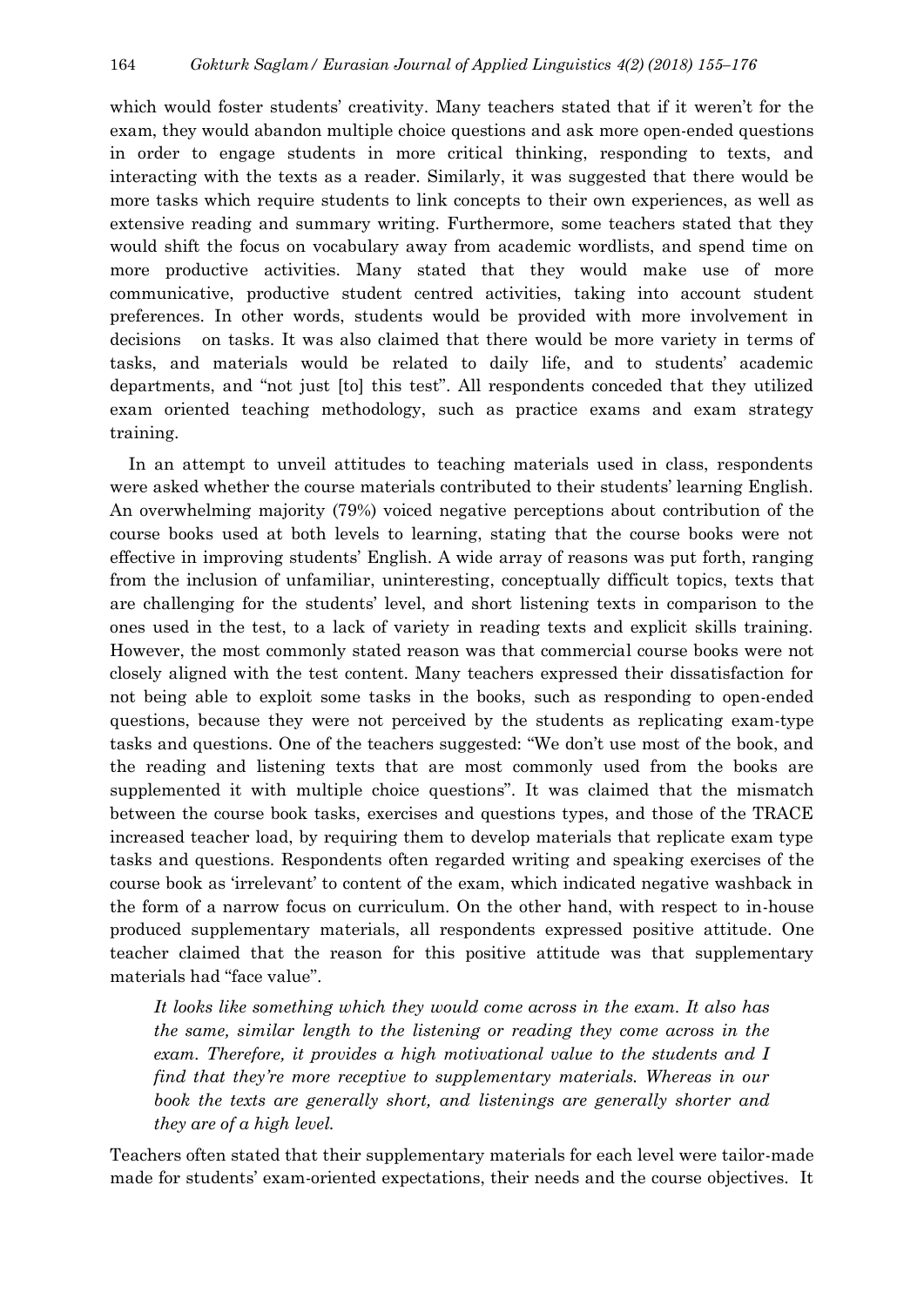which would foster students' creativity. Many teachers stated that if it weren't for the exam, they would abandon multiple choice questions and ask more open-ended questions in order to engage students in more critical thinking, responding to texts, and interacting with the texts as a reader. Similarly, it was suggested that there would be more tasks which require students to link concepts to their own experiences, as well as extensive reading and summary writing. Furthermore, some teachers stated that they would shift the focus on vocabulary away from academic wordlists, and spend time on more productive activities. Many stated that they would make use of more communicative, productive student centred activities, taking into account student preferences. In other words, students would be provided with more involvement in decisions on tasks. It was also claimed that there would be more variety in terms of tasks, and materials would be related to daily life, and to students' academic departments, and "not just [to] this test". All respondents conceded that they utilized exam oriented teaching methodology, such as practice exams and exam strategy training.

In an attempt to unveil attitudes to teaching materials used in class, respondents were asked whether the course materials contributed to their students' learning English. An overwhelming majority (79%) voiced negative perceptions about contribution of the course books used at both levels to learning, stating that the course books were not effective in improving students' English. A wide array of reasons was put forth, ranging from the inclusion of unfamiliar, uninteresting, conceptually difficult topics, texts that are challenging for the students' level, and short listening texts in comparison to the ones used in the test, to a lack of variety in reading texts and explicit skills training. However, the most commonly stated reason was that commercial course books were not closely aligned with the test content. Many teachers expressed their dissatisfaction for not being able to exploit some tasks in the books, such as responding to open-ended questions, because they were not perceived by the students as replicating exam-type tasks and questions. One of the teachers suggested: "We don't use most of the book, and the reading and listening texts that are most commonly used from the books are supplemented it with multiple choice questions". It was claimed that the mismatch between the course book tasks, exercises and questions types, and those of the TRACE increased teacher load, by requiring them to develop materials that replicate exam type tasks and questions. Respondents often regarded writing and speaking exercises of the course book as 'irrelevant' to content of the exam, which indicated negative washback in the form of a narrow focus on curriculum. On the other hand, with respect to in-house produced supplementary materials, all respondents expressed positive attitude. One teacher claimed that the reason for this positive attitude was that supplementary materials had "face value".

> *It looks like something which they would come across in the exam. It also has the same, similar length to the listening or reading they come across in the exam. Therefore, it provides a high motivational value to the students and I find that they're more receptive to supplementary materials. Whereas in our book the texts are generally short, and listenings are generally shorter and they are of a high level.*

Teachers often stated that their supplementary materials for each level were tailor-made made for students' exam-oriented expectations, their needs and the course objectives. It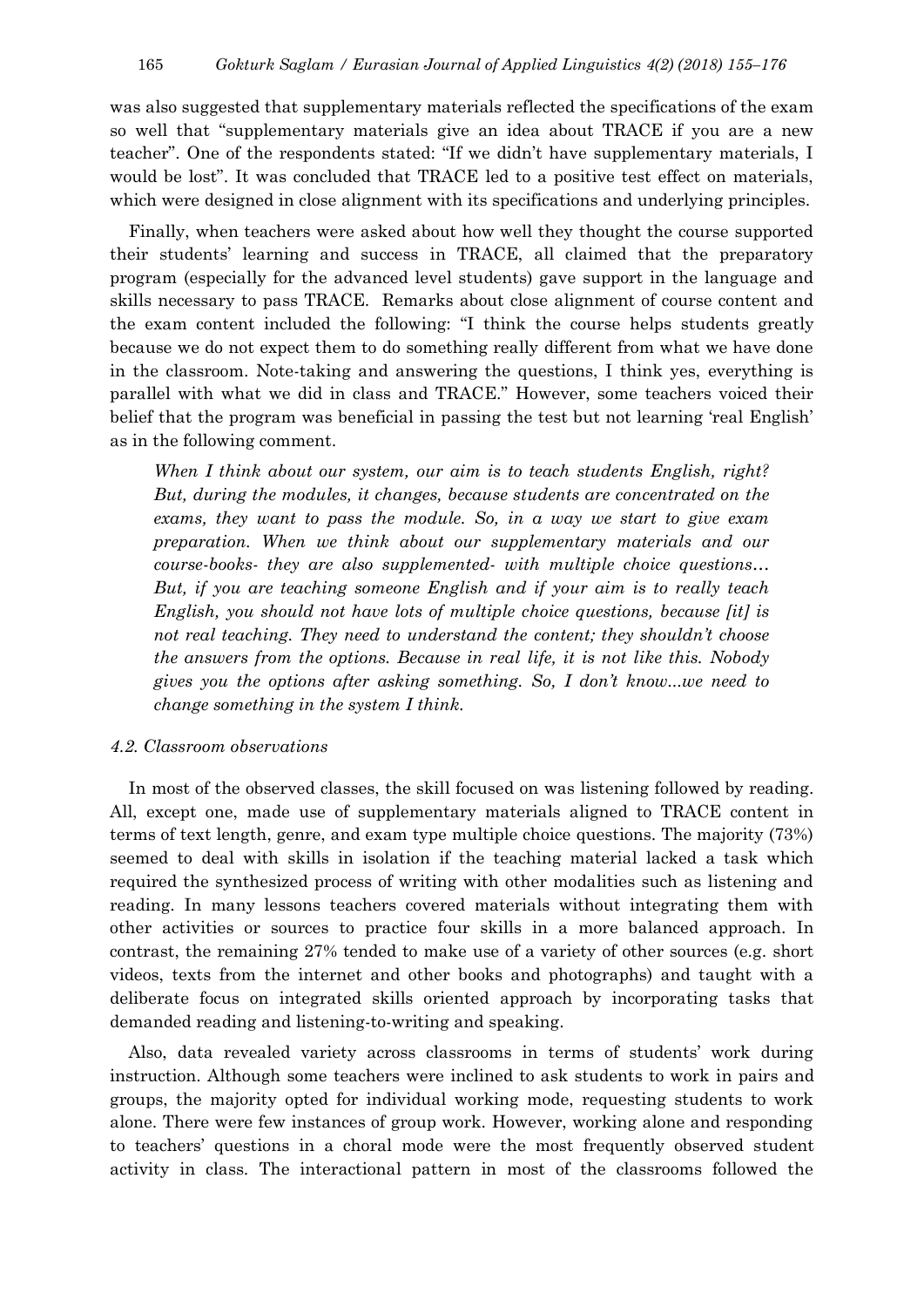was also suggested that supplementary materials reflected the specifications of the exam so well that "supplementary materials give an idea about TRACE if you are a new teacher". One of the respondents stated: "If we didn't have supplementary materials, I would be lost". It was concluded that TRACE led to a positive test effect on materials, which were designed in close alignment with its specifications and underlying principles.

Finally, when teachers were asked about how well they thought the course supported their students' learning and success in TRACE, all claimed that the preparatory program (especially for the advanced level students) gave support in the language and skills necessary to pass TRACE. Remarks about close alignment of course content and the exam content included the following: "I think the course helps students greatly because we do not expect them to do something really different from what we have done in the classroom. Note-taking and answering the questions, I think yes, everything is parallel with what we did in class and TRACE." However, some teachers voiced their belief that the program was beneficial in passing the test but not learning 'real English' as in the following comment.

> *When I think about our system, our aim is to teach students English, right? But, during the modules, it changes, because students are concentrated on the exams, they want to pass the module. So, in a way we start to give exam preparation. When we think about our supplementary materials and our course-books- they are also supplemented- with multiple choice questions… But, if you are teaching someone English and if your aim is to really teach English, you should not have lots of multiple choice questions, because [it] is not real teaching. They need to understand the content; they shouldn't choose the answers from the options. Because in real life, it is not like this. Nobody gives you the options after asking something. So, I don't know...we need to change something in the system I think.*

### *4.2. Classroom observations*

In most of the observed classes, the skill focused on was listening followed by reading. All, except one, made use of supplementary materials aligned to TRACE content in terms of text length, genre, and exam type multiple choice questions. The majority (73%) seemed to deal with skills in isolation if the teaching material lacked a task which required the synthesized process of writing with other modalities such as listening and reading. In many lessons teachers covered materials without integrating them with other activities or sources to practice four skills in a more balanced approach. In contrast, the remaining 27% tended to make use of a variety of other sources (e.g. short videos, texts from the internet and other books and photographs) and taught with a deliberate focus on integrated skills oriented approach by incorporating tasks that demanded reading and listening-to-writing and speaking.

Also, data revealed variety across classrooms in terms of students' work during instruction. Although some teachers were inclined to ask students to work in pairs and groups, the majority opted for individual working mode, requesting students to work alone. There were few instances of group work. However, working alone and responding to teachers' questions in a choral mode were the most frequently observed student activity in class. The interactional pattern in most of the classrooms followed the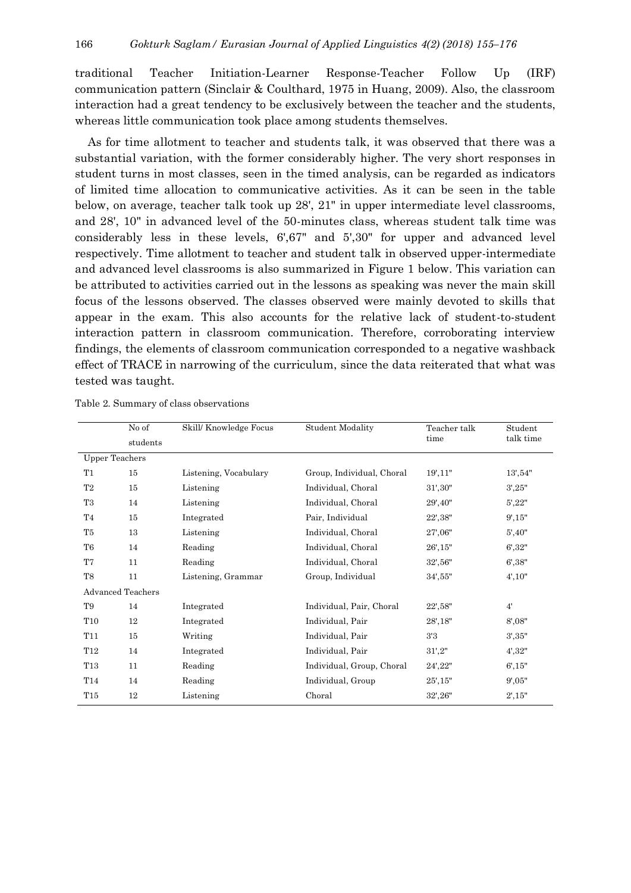traditional Teacher Initiation-Learner Response-Teacher Follow Up (IRF) communication pattern (Sinclair & Coulthard, 1975 in Huang, 2009). Also, the classroom interaction had a great tendency to be exclusively between the teacher and the students, whereas little communication took place among students themselves.

As for time allotment to teacher and students talk, it was observed that there was a substantial variation, with the former considerably higher. The very short responses in student turns in most classes, seen in the timed analysis, can be regarded as indicators of limited time allocation to communicative activities. As it can be seen in the table below, on average, teacher talk took up 28', 21" in upper intermediate level classrooms, and 28', 10" in advanced level of the 50-minutes class, whereas student talk time was considerably less in these levels, 6',67" and 5',30" for upper and advanced level respectively. Time allotment to teacher and student talk in observed upper-intermediate and advanced level classrooms is also summarized in Figure 1 below. This variation can be attributed to activities carried out in the lessons as speaking was never the main skill focus of the lessons observed. The classes observed were mainly devoted to skills that appear in the exam. This also accounts for the relative lack of student-to-student interaction pattern in classroom communication. Therefore, corroborating interview findings, the elements of classroom communication corresponded to a negative washback effect of TRACE in narrowing of the curriculum, since the data reiterated that what was tested was taught.

Table 2. Summary of class observations

| | No of students | Skill/ Knowledge Focus | Student Modality | Teacher talk time | Student talk time |
|---|---|---|---|---|---|
| Upper Teachers | | | | | |
| T1 | 15 | Listening, Vocabulary | Group, Individual, Choral | 19',11" | 13',54" |
| T2 | 15 | Listening | Individual, Choral | 31',30" | 3',25" |
| T3 | 14 | Listening | Individual, Choral | 29',40" | 5',22" |
| T4 | 15 | Integrated | Pair, Individual | 22',38" | 9',15" |
| T5 | 13 | Listening | Individual, Choral | 27',06" | 5',40" |
| T6 | 14 | Reading | Individual, Choral | 26',15" | 6',32" |
| T7 | 11 | Reading | Individual, Choral | 32',56" | 6',38" |
| T8 | 11 | Listening, Grammar | Group, Individual | 34',55" | 4',10" |
| Advanced Teachers | | | | | |
| T9 | 14 | Integrated | Individual, Pair, Choral | 22',58" | 4' |
| T10 | 12 | Integrated | Individual, Pair | 28',18" | 8',08" |
| T11 | 15 | Writing | Individual, Pair | 3'3 | 3',35" |
| T12 | 14 | Integrated | Individual, Pair | 31',2" | 4',32" |
| T13 | 11 | Reading | Individual, Group, Choral | 24',22" | 6',15" |
| T14 | 14 | Reading | Individual, Group | 25',15" | 9',05" |
| T15 | 12 | Listening | Choral | 32',26" | 2',15" |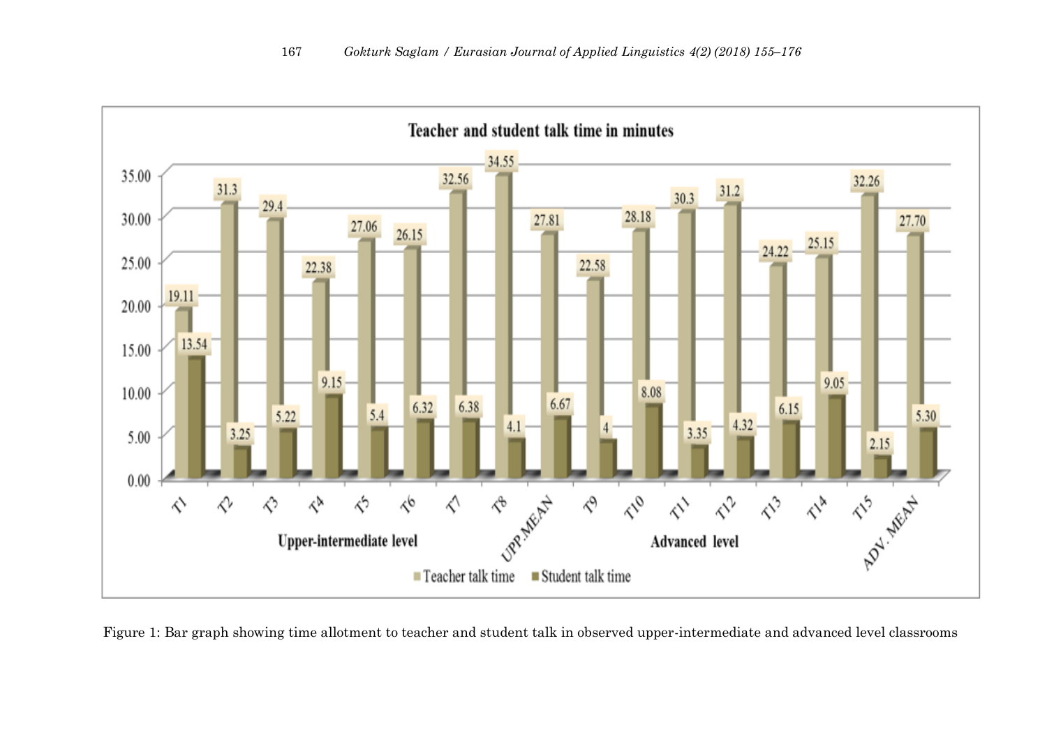**Teacher and student talk time in minutes**

| Upper-intermediate level | Teacher talk time | Student talk time |
|---|---|---|
| T1 | 19.11 | 13.54 |
| T2 | 31.3 | 3.25 |
| T3 | 29.4 | 5.22 |
| T4 | 22.38 | 9.15 |
| T5 | 27.06 | 5.4 |
| T6 | 26.15 | 6.32 |
| T7 | 32.56 | 6.38 |
| T8 | 34.55 | 4.1 |
| UPP.MEAN | 27.81 | 6.67 |

| Advanced level | Teacher talk time | Student talk time |
|---|---|---|
| T9 | 22.58 | 4 |
| T10 | 28.18 | 8.08 |
| T11 | 30.3 | 3.35 |
| T12 | 31.2 | 4.32 |
| T13 | 24.22 | 6.15 |
| T14 | 25.15 | 9.05 |
| T15 | 32.26 | 2.15 |
| ADV. MEAN | 27.70 | 5.30 |

Figure 1: Bar graph showing time allotment to teacher and student talk in observed upper-intermediate and advanced level classrooms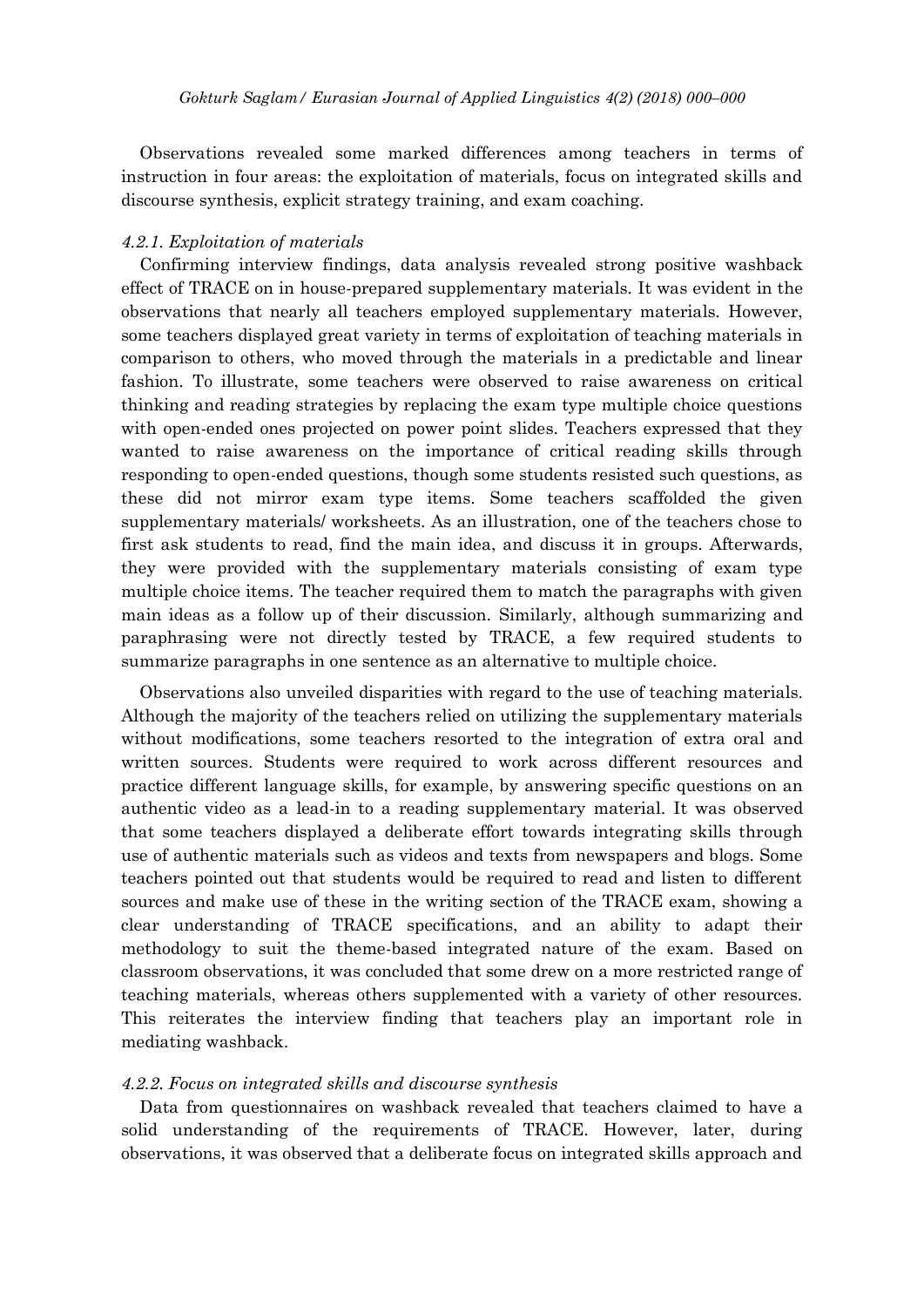Observations revealed some marked differences among teachers in terms of instruction in four areas: the exploitation of materials, focus on integrated skills and discourse synthesis, explicit strategy training, and exam coaching.

#### *4.2.1. Exploitation of materials*

Confirming interview findings, data analysis revealed strong positive washback effect of TRACE on in house-prepared supplementary materials. It was evident in the observations that nearly all teachers employed supplementary materials. However, some teachers displayed great variety in terms of exploitation of teaching materials in comparison to others, who moved through the materials in a predictable and linear fashion. To illustrate, some teachers were observed to raise awareness on critical thinking and reading strategies by replacing the exam type multiple choice questions with open-ended ones projected on power point slides. Teachers expressed that they wanted to raise awareness on the importance of critical reading skills through responding to open-ended questions, though some students resisted such questions, as these did not mirror exam type items. Some teachers scaffolded the given supplementary materials/ worksheets. As an illustration, one of the teachers chose to first ask students to read, find the main idea, and discuss it in groups. Afterwards, they were provided with the supplementary materials consisting of exam type multiple choice items. The teacher required them to match the paragraphs with given main ideas as a follow up of their discussion. Similarly, although summarizing and paraphrasing were not directly tested by TRACE, a few required students to summarize paragraphs in one sentence as an alternative to multiple choice.

Observations also unveiled disparities with regard to the use of teaching materials. Although the majority of the teachers relied on utilizing the supplementary materials without modifications, some teachers resorted to the integration of extra oral and written sources. Students were required to work across different resources and practice different language skills, for example, by answering specific questions on an authentic video as a lead-in to a reading supplementary material. It was observed that some teachers displayed a deliberate effort towards integrating skills through use of authentic materials such as videos and texts from newspapers and blogs. Some teachers pointed out that students would be required to read and listen to different sources and make use of these in the writing section of the TRACE exam, showing a clear understanding of TRACE specifications, and an ability to adapt their methodology to suit the theme-based integrated nature of the exam. Based on classroom observations, it was concluded that some drew on a more restricted range of teaching materials, whereas others supplemented with a variety of other resources. This reiterates the interview finding that teachers play an important role in mediating washback.

#### *4.2.2. Focus on integrated skills and discourse synthesis*

Data from questionnaires on washback revealed that teachers claimed to have a solid understanding of the requirements of TRACE. However, later, during observations, it was observed that a deliberate focus on integrated skills approach and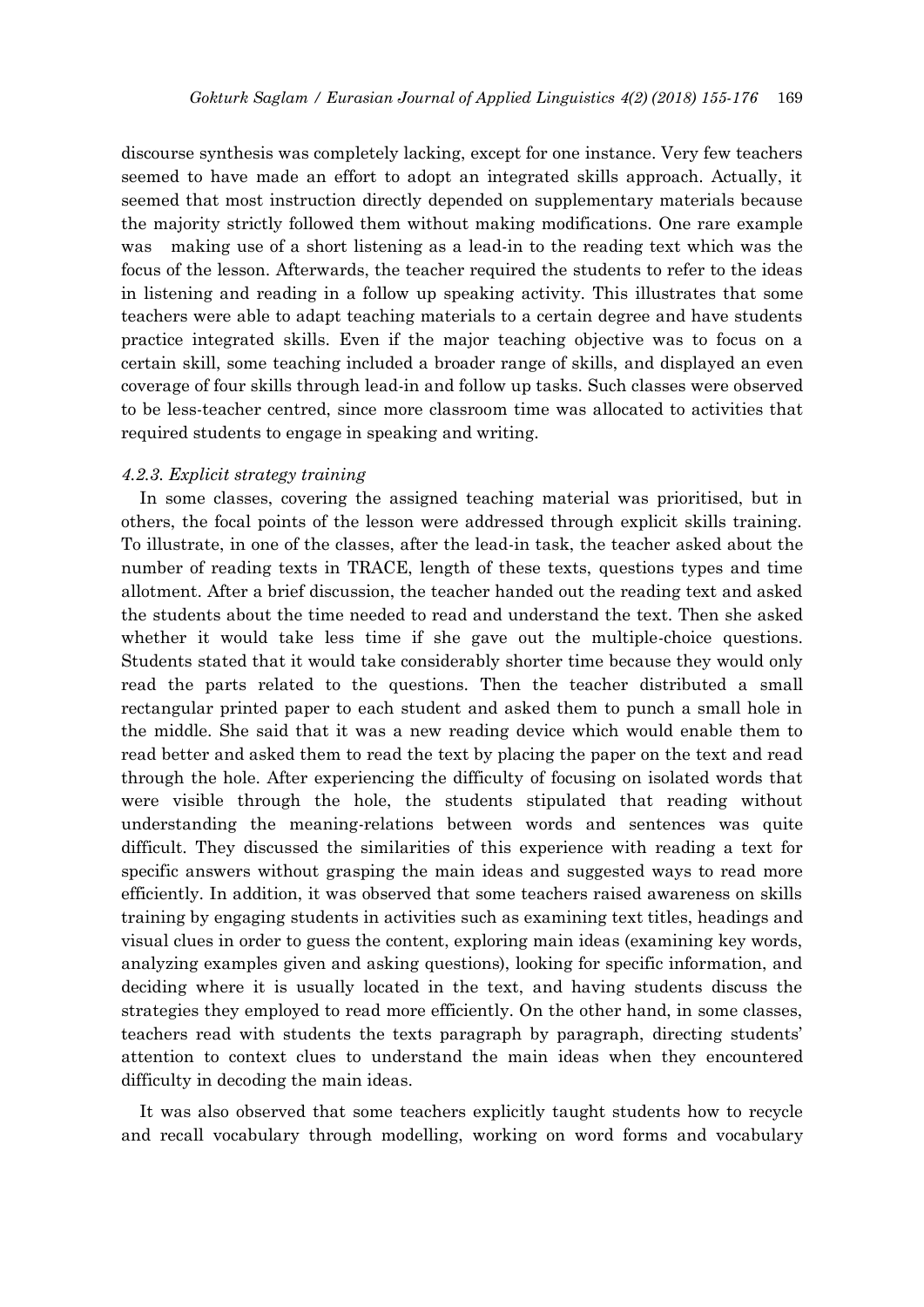discourse synthesis was completely lacking, except for one instance. Very few teachers seemed to have made an effort to adopt an integrated skills approach. Actually, it seemed that most instruction directly depended on supplementary materials because the majority strictly followed them without making modifications. One rare example was making use of a short listening as a lead-in to the reading text which was the focus of the lesson. Afterwards, the teacher required the students to refer to the ideas in listening and reading in a follow up speaking activity. This illustrates that some teachers were able to adapt teaching materials to a certain degree and have students practice integrated skills. Even if the major teaching objective was to focus on a certain skill, some teaching included a broader range of skills, and displayed an even coverage of four skills through lead-in and follow up tasks. Such classes were observed to be less-teacher centred, since more classroom time was allocated to activities that required students to engage in speaking and writing.

#### *4.2.3. Explicit strategy training*

In some classes, covering the assigned teaching material was prioritised, but in others, the focal points of the lesson were addressed through explicit skills training. To illustrate, in one of the classes, after the lead-in task, the teacher asked about the number of reading texts in TRACE, length of these texts, questions types and time allotment. After a brief discussion, the teacher handed out the reading text and asked the students about the time needed to read and understand the text. Then she asked whether it would take less time if she gave out the multiple-choice questions. Students stated that it would take considerably shorter time because they would only read the parts related to the questions. Then the teacher distributed a small rectangular printed paper to each student and asked them to punch a small hole in the middle. She said that it was a new reading device which would enable them to read better and asked them to read the text by placing the paper on the text and read through the hole. After experiencing the difficulty of focusing on isolated words that were visible through the hole, the students stipulated that reading without understanding the meaning-relations between words and sentences was quite difficult. They discussed the similarities of this experience with reading a text for specific answers without grasping the main ideas and suggested ways to read more efficiently. In addition, it was observed that some teachers raised awareness on skills training by engaging students in activities such as examining text titles, headings and visual clues in order to guess the content, exploring main ideas (examining key words, analyzing examples given and asking questions), looking for specific information, and deciding where it is usually located in the text, and having students discuss the strategies they employed to read more efficiently. On the other hand, in some classes, teachers read with students the texts paragraph by paragraph, directing students' attention to context clues to understand the main ideas when they encountered difficulty in decoding the main ideas.

It was also observed that some teachers explicitly taught students how to recycle and recall vocabulary through modelling, working on word forms and vocabulary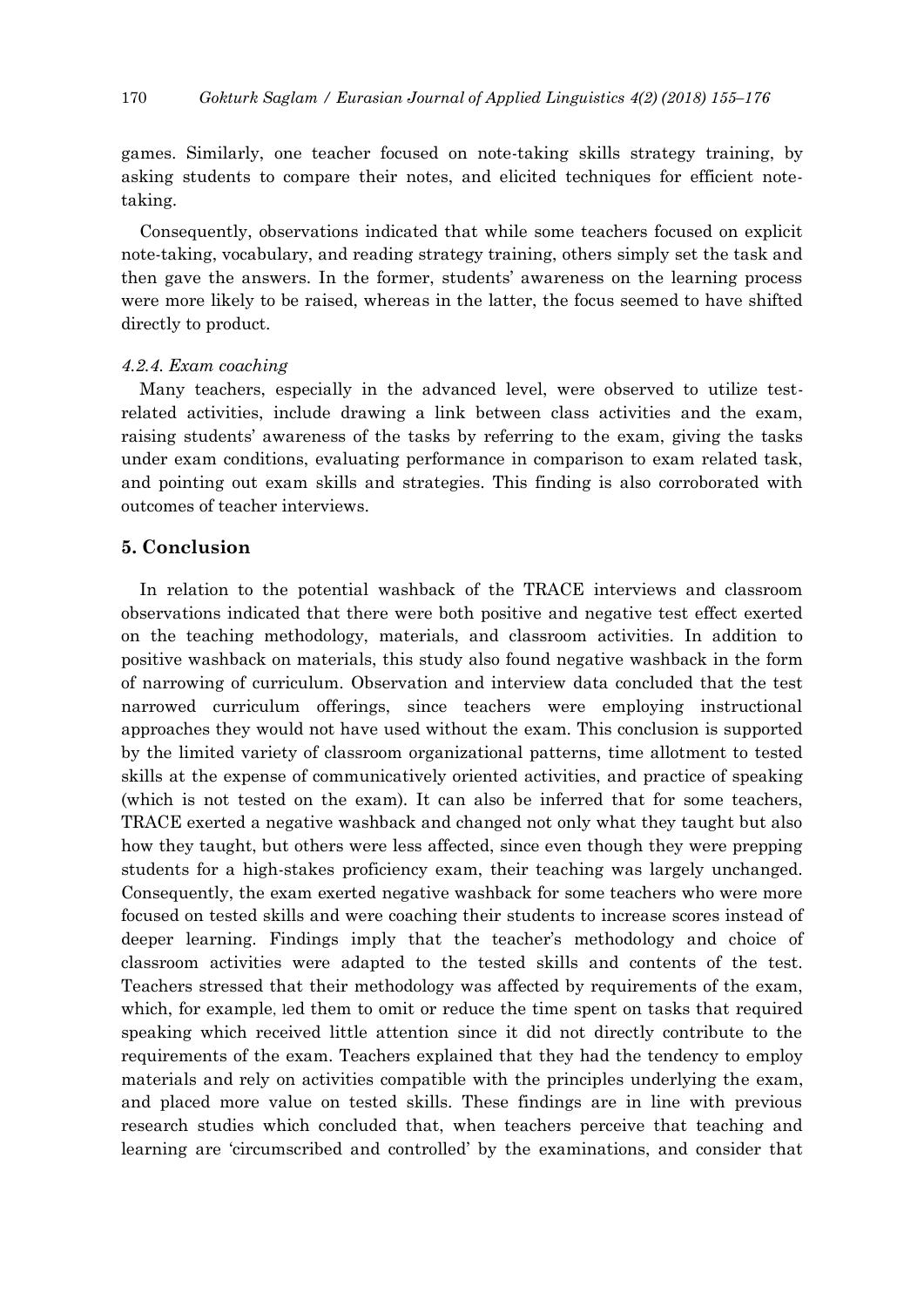games. Similarly, one teacher focused on note-taking skills strategy training, by asking students to compare their notes, and elicited techniques for efficient note-taking.

Consequently, observations indicated that while some teachers focused on explicit note-taking, vocabulary, and reading strategy training, others simply set the task and then gave the answers. In the former, students' awareness on the learning process were more likely to be raised, whereas in the latter, the focus seemed to have shifted directly to product.

#### *4.2.4. Exam coaching*

Many teachers, especially in the advanced level, were observed to utilize test-related activities, include drawing a link between class activities and the exam, raising students' awareness of the tasks by referring to the exam, giving the tasks under exam conditions, evaluating performance in comparison to exam related task, and pointing out exam skills and strategies. This finding is also corroborated with outcomes of teacher interviews.

## 5. Conclusion

In relation to the potential washback of the TRACE interviews and classroom observations indicated that there were both positive and negative test effect exerted on the teaching methodology, materials, and classroom activities. In addition to positive washback on materials, this study also found negative washback in the form of narrowing of curriculum. Observation and interview data concluded that the test narrowed curriculum offerings, since teachers were employing instructional approaches they would not have used without the exam. This conclusion is supported by the limited variety of classroom organizational patterns, time allotment to tested skills at the expense of communicatively oriented activities, and practice of speaking (which is not tested on the exam). It can also be inferred that for some teachers, TRACE exerted a negative washback and changed not only what they taught but also how they taught, but others were less affected, since even though they were prepping students for a high-stakes proficiency exam, their teaching was largely unchanged. Consequently, the exam exerted negative washback for some teachers who were more focused on tested skills and were coaching their students to increase scores instead of deeper learning. Findings imply that the teacher's methodology and choice of classroom activities were adapted to the tested skills and contents of the test. Teachers stressed that their methodology was affected by requirements of the exam, which, for example, led them to omit or reduce the time spent on tasks that required speaking which received little attention since it did not directly contribute to the requirements of the exam. Teachers explained that they had the tendency to employ materials and rely on activities compatible with the principles underlying the exam, and placed more value on tested skills. These findings are in line with previous research studies which concluded that, when teachers perceive that teaching and learning are 'circumscribed and controlled' by the examinations, and consider that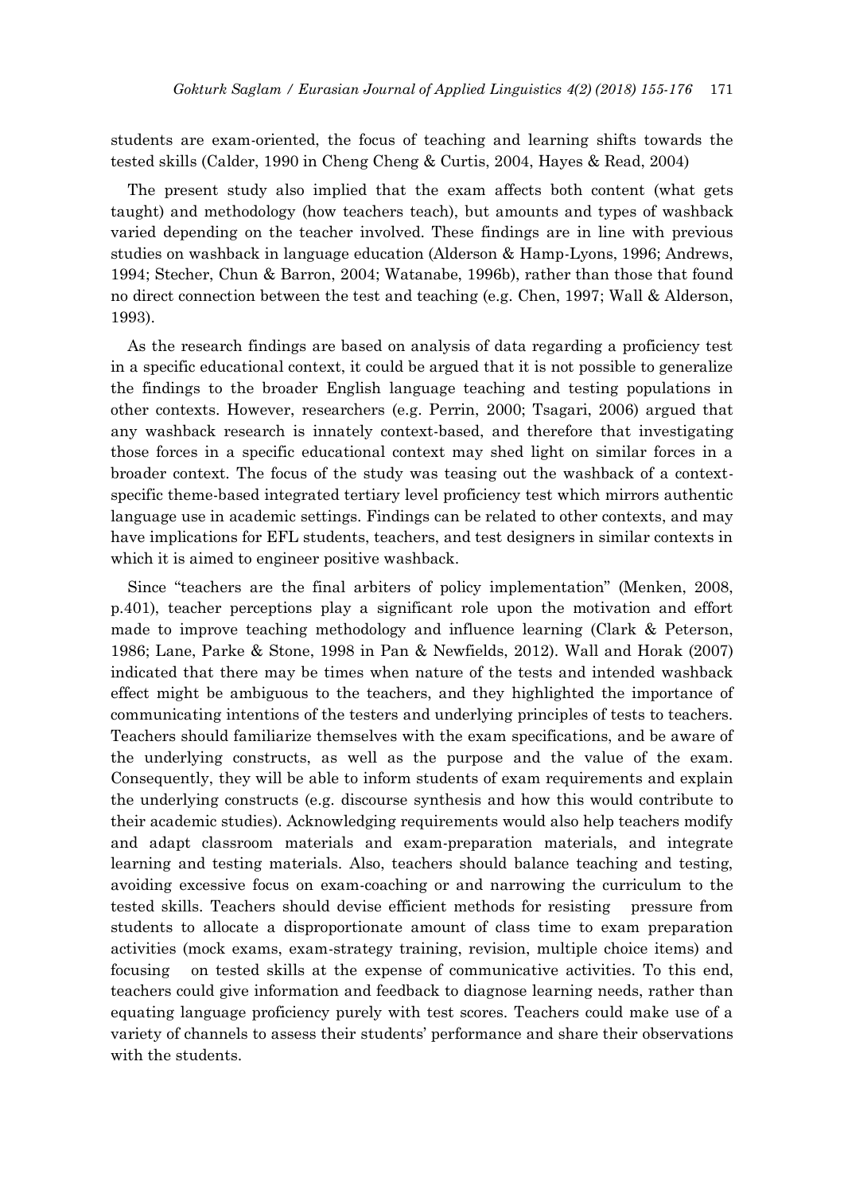students are exam-oriented, the focus of teaching and learning shifts towards the tested skills (Calder, 1990 in Cheng Cheng & Curtis, 2004, Hayes & Read, 2004)

The present study also implied that the exam affects both content (what gets taught) and methodology (how teachers teach), but amounts and types of washback varied depending on the teacher involved. These findings are in line with previous studies on washback in language education (Alderson & Hamp-Lyons, 1996; Andrews, 1994; Stecher, Chun & Barron, 2004; Watanabe, 1996b), rather than those that found no direct connection between the test and teaching (e.g. Chen, 1997; Wall & Alderson, 1993).

As the research findings are based on analysis of data regarding a proficiency test in a specific educational context, it could be argued that it is not possible to generalize the findings to the broader English language teaching and testing populations in other contexts. However, researchers (e.g. Perrin, 2000; Tsagari, 2006) argued that any washback research is innately context-based, and therefore that investigating those forces in a specific educational context may shed light on similar forces in a broader context. The focus of the study was teasing out the washback of a context-specific theme-based integrated tertiary level proficiency test which mirrors authentic language use in academic settings. Findings can be related to other contexts, and may have implications for EFL students, teachers, and test designers in similar contexts in which it is aimed to engineer positive washback.

Since "teachers are the final arbiters of policy implementation" (Menken, 2008, p.401), teacher perceptions play a significant role upon the motivation and effort made to improve teaching methodology and influence learning (Clark & Peterson, 1986; Lane, Parke & Stone, 1998 in Pan & Newfields, 2012). Wall and Horak (2007) indicated that there may be times when nature of the tests and intended washback effect might be ambiguous to the teachers, and they highlighted the importance of communicating intentions of the testers and underlying principles of tests to teachers. Teachers should familiarize themselves with the exam specifications, and be aware of the underlying constructs, as well as the purpose and the value of the exam. Consequently, they will be able to inform students of exam requirements and explain the underlying constructs (e.g. discourse synthesis and how this would contribute to their academic studies). Acknowledging requirements would also help teachers modify and adapt classroom materials and exam-preparation materials, and integrate learning and testing materials. Also, teachers should balance teaching and testing, avoiding excessive focus on exam-coaching or and narrowing the curriculum to the tested skills. Teachers should devise efficient methods for resisting pressure from students to allocate a disproportionate amount of class time to exam preparation activities (mock exams, exam-strategy training, revision, multiple choice items) and focusing on tested skills at the expense of communicative activities. To this end, teachers could give information and feedback to diagnose learning needs, rather than equating language proficiency purely with test scores. Teachers could make use of a variety of channels to assess their students' performance and share their observations with the students.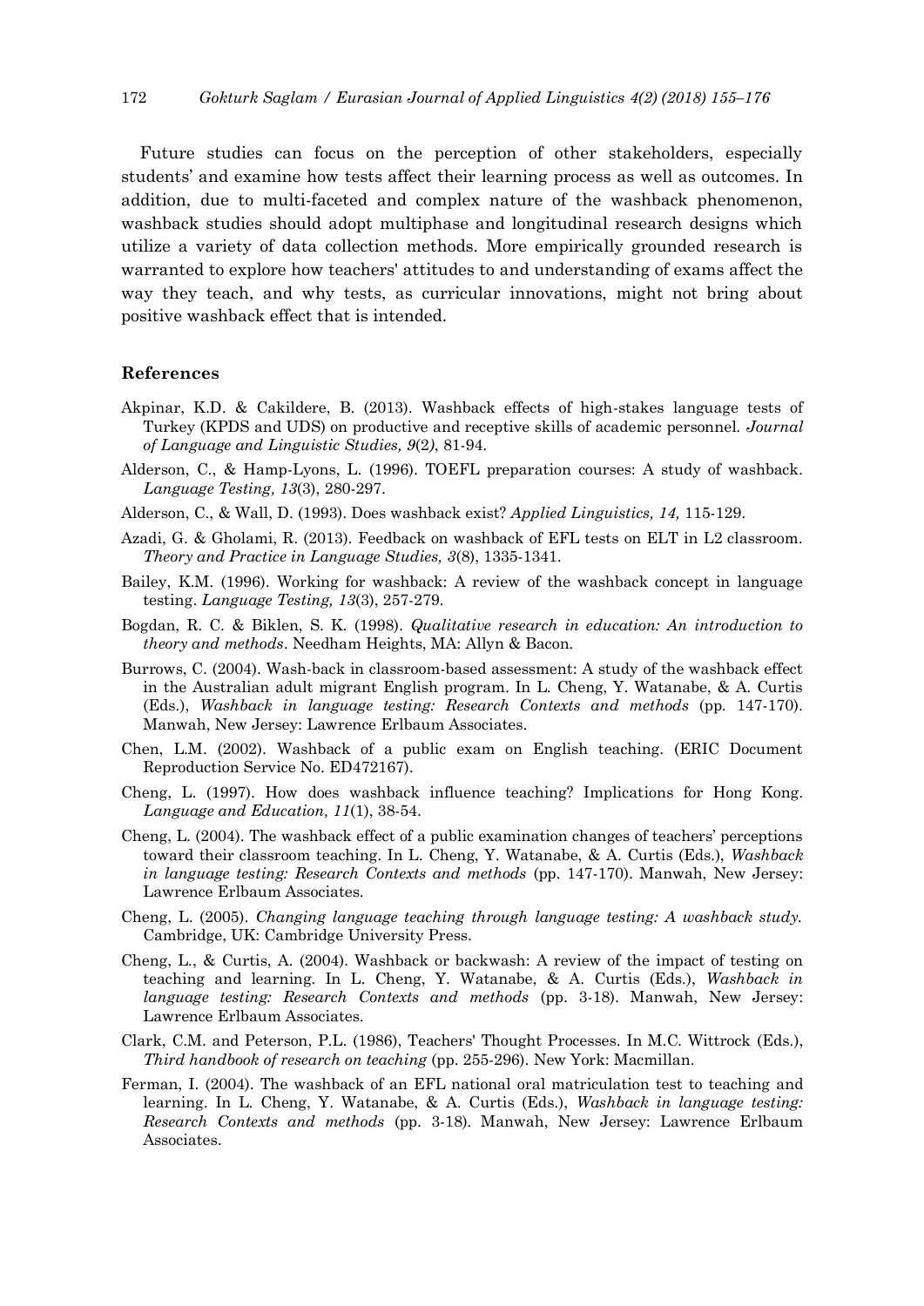Future studies can focus on the perception of other stakeholders, especially students' and examine how tests affect their learning process as well as outcomes. In addition, due to multi-faceted and complex nature of the washback phenomenon, washback studies should adopt multiphase and longitudinal research designs which utilize a variety of data collection methods. More empirically grounded research is warranted to explore how teachers' attitudes to and understanding of exams affect the way they teach, and why tests, as curricular innovations, might not bring about positive washback effect that is intended.

## References

Akpinar, K.D. & Cakildere, B. (2013). Washback effects of high-stakes language tests of Turkey (KPDS and UDS) on productive and receptive skills of academic personnel. *Journal of Language and Linguistic Studies, 9*(2), 81-94.

Alderson, C., & Hamp-Lyons, L. (1996). TOEFL preparation courses: A study of washback. *Language Testing, 13*(3), 280-297.

Alderson, C., & Wall, D. (1993). Does washback exist? *Applied Linguistics, 14,* 115-129.

Azadi, G. & Gholami, R. (2013). Feedback on washback of EFL tests on ELT in L2 classroom. *Theory and Practice in Language Studies, 3*(8), 1335-1341.

Bailey, K.M. (1996). Working for washback: A review of the washback concept in language testing. *Language Testing, 13*(3), 257-279.

Bogdan, R. C. & Biklen, S. K. (1998). *Qualitative research in education: An introduction to theory and methods*. Needham Heights, MA: Allyn & Bacon.

Burrows, C. (2004). Wash-back in classroom-based assessment: A study of the washback effect in the Australian adult migrant English program. In L. Cheng, Y. Watanabe, & A. Curtis (Eds.), *Washback in language testing: Research Contexts and methods* (pp. 147-170). Manwah, New Jersey: Lawrence Erlbaum Associates.

Chen, L.M. (2002). Washback of a public exam on English teaching. (ERIC Document Reproduction Service No. ED472167).

Cheng, L. (1997). How does washback influence teaching? Implications for Hong Kong. *Language and Education, 11*(1), 38-54.

Cheng, L. (2004). The washback effect of a public examination changes of teachers' perceptions toward their classroom teaching. In L. Cheng, Y. Watanabe, & A. Curtis (Eds.), *Washback in language testing: Research Contexts and methods* (pp. 147-170). Manwah, New Jersey: Lawrence Erlbaum Associates.

Cheng, L. (2005). *Changing language teaching through language testing: A washback study.* Cambridge, UK: Cambridge University Press.

Cheng, L., & Curtis, A. (2004). Washback or backwash: A review of the impact of testing on teaching and learning. In L. Cheng, Y. Watanabe, & A. Curtis (Eds.), *Washback in language testing: Research Contexts and methods* (pp. 3-18). Manwah, New Jersey: Lawrence Erlbaum Associates.

Clark, C.M. and Peterson, P.L. (1986), Teachers' Thought Processes. In M.C. Wittrock (Eds.), *Third handbook of research on teaching* (pp. 255-296). New York: Macmillan.

Ferman, I. (2004). The washback of an EFL national oral matriculation test to teaching and learning. In L. Cheng, Y. Watanabe, & A. Curtis (Eds.), *Washback in language testing: Research Contexts and methods* (pp. 3-18). Manwah, New Jersey: Lawrence Erlbaum Associates.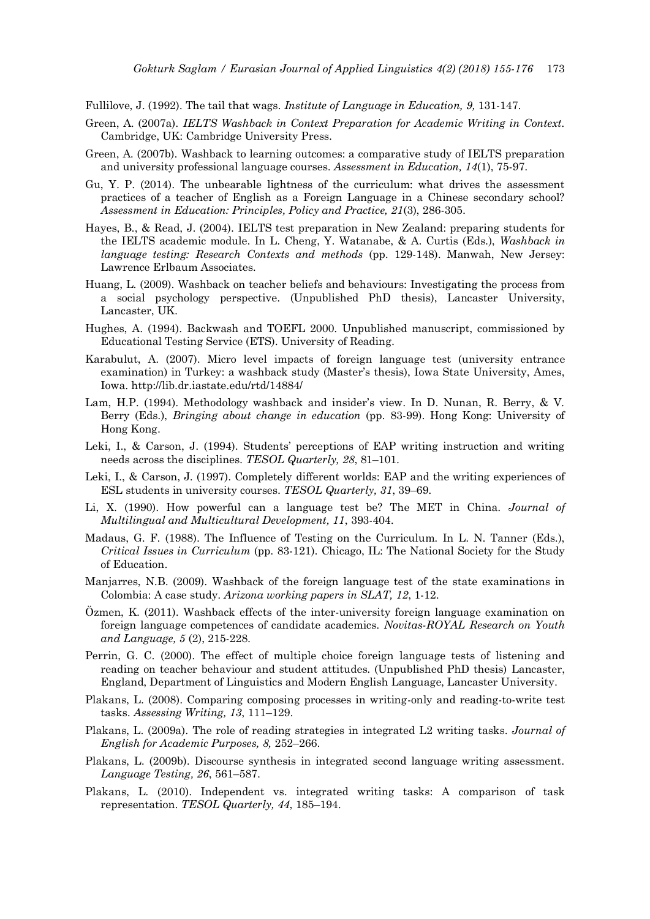Fullilove, J. (1992). The tail that wags. *Institute of Language in Education, 9,* 131-147.

Green, A. (2007a). *IELTS Washback in Context Preparation for Academic Writing in Context.* Cambridge, UK: Cambridge University Press.

Green, A. (2007b). Washback to learning outcomes: a comparative study of IELTS preparation and university professional language courses. *Assessment in Education, 14*(1), 75-97.

Gu, Y. P. (2014). The unbearable lightness of the curriculum: what drives the assessment practices of a teacher of English as a Foreign Language in a Chinese secondary school? *Assessment in Education: Principles, Policy and Practice, 21*(3), 286-305.

Hayes, B., & Read, J. (2004). IELTS test preparation in New Zealand: preparing students for the IELTS academic module. In L. Cheng, Y. Watanabe, & A. Curtis (Eds.), *Washback in language testing: Research Contexts and methods* (pp. 129-148). Manwah, New Jersey: Lawrence Erlbaum Associates.

Huang, L. (2009). Washback on teacher beliefs and behaviours: Investigating the process from a social psychology perspective. (Unpublished PhD thesis), Lancaster University, Lancaster, UK.

Hughes, A. (1994). Backwash and TOEFL 2000. Unpublished manuscript, commissioned by Educational Testing Service (ETS). University of Reading.

Karabulut, A. (2007). Micro level impacts of foreign language test (university entrance examination) in Turkey: a washback study (Master's thesis), Iowa State University, Ames, Iowa. http://lib.dr.iastate.edu/rtd/14884/

Lam, H.P. (1994). Methodology washback and insider's view. In D. Nunan, R. Berry, & V. Berry (Eds.), *Bringing about change in education* (pp. 83-99). Hong Kong: University of Hong Kong.

Leki, I., & Carson, J. (1994). Students' perceptions of EAP writing instruction and writing needs across the disciplines. *TESOL Quarterly, 28*, 81–101.

Leki, I., & Carson, J. (1997). Completely different worlds: EAP and the writing experiences of ESL students in university courses. *TESOL Quarterly, 31*, 39–69.

Li, X. (1990). How powerful can a language test be? The MET in China. *Journal of Multilingual and Multicultural Development, 11*, 393-404.

Madaus, G. F. (1988). The Influence of Testing on the Curriculum. In L. N. Tanner (Eds.), *Critical Issues in Curriculum* (pp. 83-121). Chicago, IL: The National Society for the Study of Education.

Manjarres, N.B. (2009). Washback of the foreign language test of the state examinations in Colombia: A case study. *Arizona working papers in SLAT, 12*, 1-12.

Özmen, K. (2011). Washback effects of the inter-university foreign language examination on foreign language competences of candidate academics. *Novitas-ROYAL Research on Youth and Language, 5* (2), 215-228.

Perrin, G. C. (2000). The effect of multiple choice foreign language tests of listening and reading on teacher behaviour and student attitudes. (Unpublished PhD thesis) Lancaster, England, Department of Linguistics and Modern English Language, Lancaster University.

Plakans, L. (2008). Comparing composing processes in writing-only and reading-to-write test tasks. *Assessing Writing, 13*, 111–129.

Plakans, L. (2009a). The role of reading strategies in integrated L2 writing tasks. *Journal of English for Academic Purposes, 8,* 252–266.

Plakans, L. (2009b). Discourse synthesis in integrated second language writing assessment. *Language Testing, 26*, 561–587.

Plakans, L. (2010). Independent vs. integrated writing tasks: A comparison of task representation. *TESOL Quarterly, 44*, 185–194.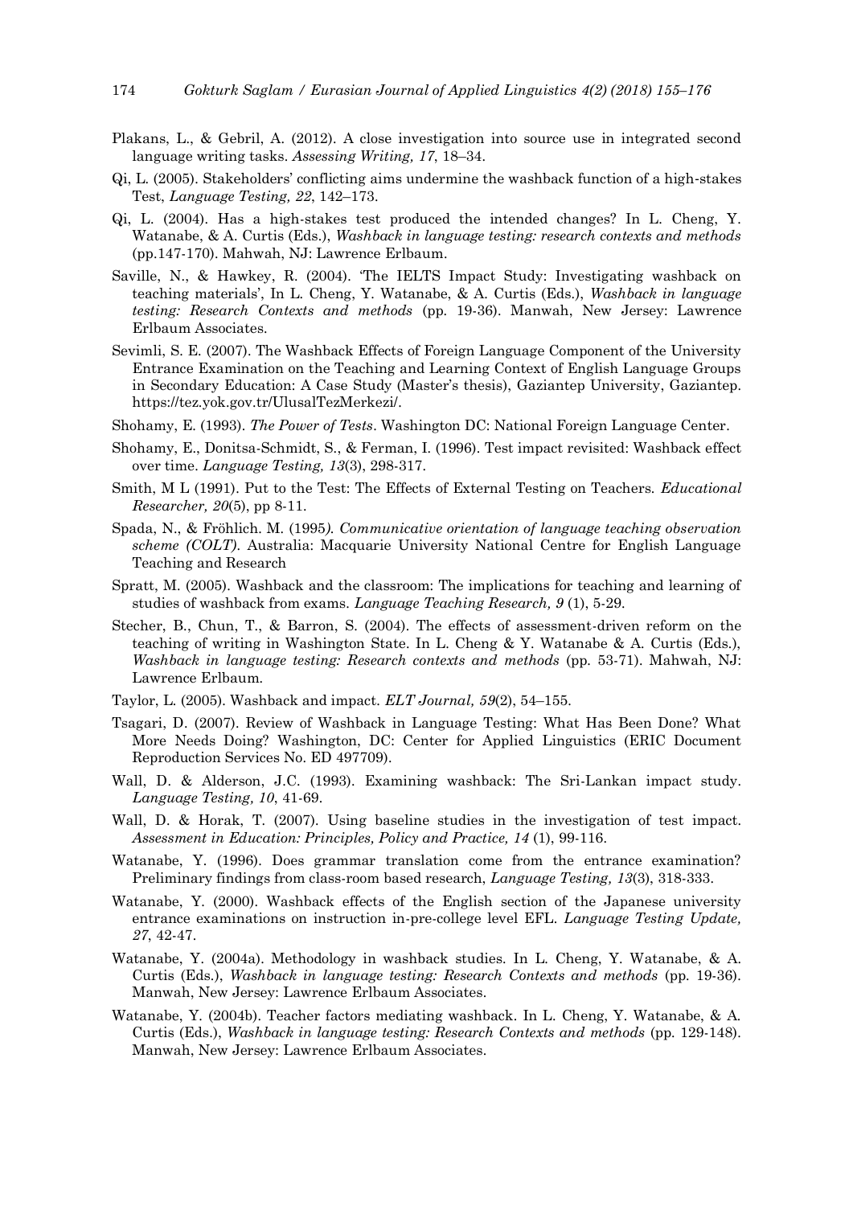Plakans, L., & Gebril, A. (2012). A close investigation into source use in integrated second language writing tasks. *Assessing Writing, 17*, 18–34.

Qi, L. (2005). Stakeholders' conflicting aims undermine the washback function of a high-stakes Test, *Language Testing, 22*, 142–173.

Qi, L. (2004). Has a high-stakes test produced the intended changes? In L. Cheng, Y. Watanabe, & A. Curtis (Eds.), *Washback in language testing: research contexts and methods* (pp.147-170). Mahwah, NJ: Lawrence Erlbaum.

Saville, N., & Hawkey, R. (2004). 'The IELTS Impact Study: Investigating washback on teaching materials', In L. Cheng, Y. Watanabe, & A. Curtis (Eds.), *Washback in language testing: Research Contexts and methods* (pp. 19-36). Manwah, New Jersey: Lawrence Erlbaum Associates.

Sevimli, S. E. (2007). The Washback Effects of Foreign Language Component of the University Entrance Examination on the Teaching and Learning Context of English Language Groups in Secondary Education: A Case Study (Master's thesis), Gaziantep University, Gaziantep. https://tez.yok.gov.tr/UlusalTezMerkezi/.

Shohamy, E. (1993). *The Power of Tests*. Washington DC: National Foreign Language Center.

Shohamy, E., Donitsa-Schmidt, S., & Ferman, I. (1996). Test impact revisited: Washback effect over time. *Language Testing, 13*(3), 298-317.

Smith, M L (1991). Put to the Test: The Effects of External Testing on Teachers. *Educational Researcher, 20*(5), pp 8-11.

Spada, N., & Fröhlich. M. (1995). *Communicative orientation of language teaching observation scheme (COLT)*. Australia: Macquarie University National Centre for English Language Teaching and Research

Spratt, M. (2005). Washback and the classroom: The implications for teaching and learning of studies of washback from exams. *Language Teaching Research, 9* (1), 5-29.

Stecher, B., Chun, T., & Barron, S. (2004). The effects of assessment-driven reform on the teaching of writing in Washington State. In L. Cheng & Y. Watanabe & A. Curtis (Eds.), *Washback in language testing: Research contexts and methods* (pp. 53-71). Mahwah, NJ: Lawrence Erlbaum.

Taylor, L. (2005). Washback and impact. *ELT Journal, 59*(2), 54–155.

Tsagari, D. (2007). Review of Washback in Language Testing: What Has Been Done? What More Needs Doing? Washington, DC: Center for Applied Linguistics (ERIC Document Reproduction Services No. ED 497709).

Wall, D. & Alderson, J.C. (1993). Examining washback: The Sri-Lankan impact study. *Language Testing, 10*, 41-69.

Wall, D. & Horak, T. (2007). Using baseline studies in the investigation of test impact. *Assessment in Education: Principles, Policy and Practice, 14* (1), 99-116.

Watanabe, Y. (1996). Does grammar translation come from the entrance examination? Preliminary findings from class-room based research, *Language Testing, 13*(3), 318-333.

Watanabe, Y. (2000). Washback effects of the English section of the Japanese university entrance examinations on instruction in-pre-college level EFL. *Language Testing Update, 27*, 42-47.

Watanabe, Y. (2004a). Methodology in washback studies. In L. Cheng, Y. Watanabe, & A. Curtis (Eds.), *Washback in language testing: Research Contexts and methods* (pp. 19-36). Manwah, New Jersey: Lawrence Erlbaum Associates.

Watanabe, Y. (2004b). Teacher factors mediating washback. In L. Cheng, Y. Watanabe, & A. Curtis (Eds.), *Washback in language testing: Research Contexts and methods* (pp. 129-148). Manwah, New Jersey: Lawrence Erlbaum Associates.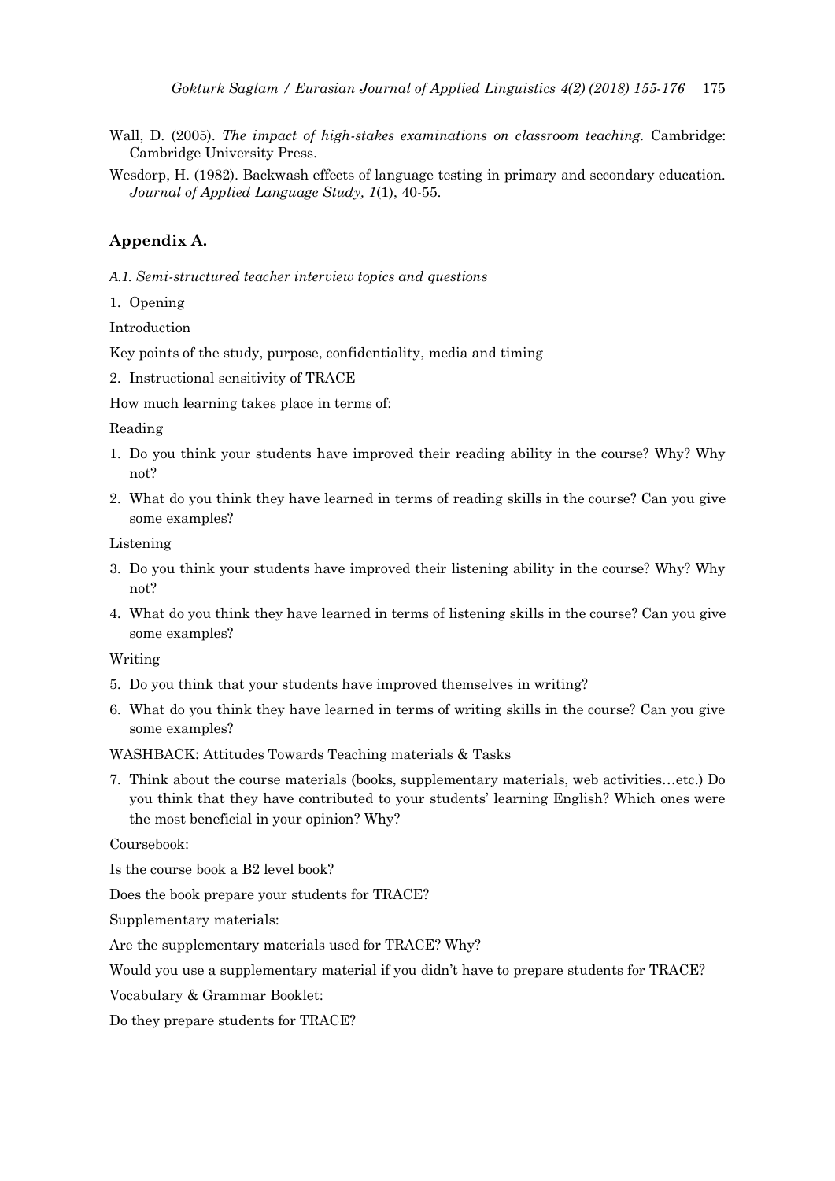Wall, D. (2005). *The impact of high-stakes examinations on classroom teaching.* Cambridge: Cambridge University Press.

Wesdorp, H. (1982). Backwash effects of language testing in primary and secondary education. *Journal of Applied Language Study, 1*(1), 40-55.

## Appendix A.

*A.1. Semi-structured teacher interview topics and questions*

1. Opening

Introduction

Key points of the study, purpose, confidentiality, media and timing

2. Instructional sensitivity of TRACE

How much learning takes place in terms of:

Reading

1. Do you think your students have improved their reading ability in the course? Why? Why not?
2. What do you think they have learned in terms of reading skills in the course? Can you give some examples?

Listening

3. Do you think your students have improved their listening ability in the course? Why? Why not?
4. What do you think they have learned in terms of listening skills in the course? Can you give some examples?

Writing

5. Do you think that your students have improved themselves in writing?
6. What do you think they have learned in terms of writing skills in the course? Can you give some examples?

WASHBACK: Attitudes Towards Teaching materials & Tasks

7. Think about the course materials (books, supplementary materials, web activities…etc.) Do you think that they have contributed to your students' learning English? Which ones were the most beneficial in your opinion? Why?

Coursebook:

Is the course book a B2 level book?

Does the book prepare your students for TRACE?

Supplementary materials:

Are the supplementary materials used for TRACE? Why?

Would you use a supplementary material if you didn't have to prepare students for TRACE?

Vocabulary & Grammar Booklet:

Do they prepare students for TRACE?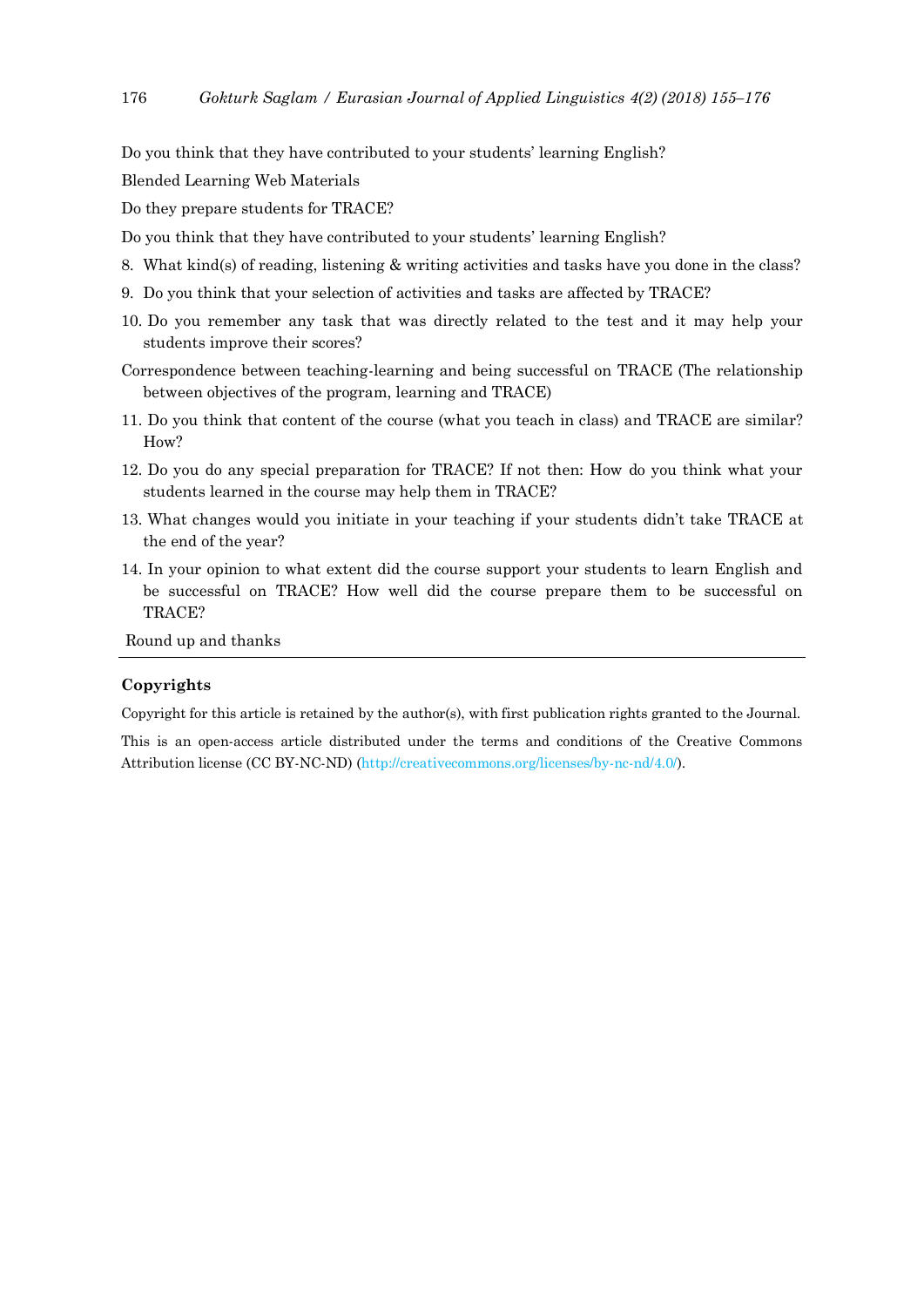Do you think that they have contributed to your students' learning English?

Blended Learning Web Materials

Do they prepare students for TRACE?

Do you think that they have contributed to your students' learning English?

8. What kind(s) of reading, listening & writing activities and tasks have you done in the class?
9. Do you think that your selection of activities and tasks are affected by TRACE?
10. Do you remember any task that was directly related to the test and it may help your students improve their scores?

Correspondence between teaching-learning and being successful on TRACE (The relationship between objectives of the program, learning and TRACE)

11. Do you think that content of the course (what you teach in class) and TRACE are similar? How?
12. Do you do any special preparation for TRACE? If not then: How do you think what your students learned in the course may help them in TRACE?
13. What changes would you initiate in your teaching if your students didn't take TRACE at the end of the year?
14. In your opinion to what extent did the course support your students to learn English and be successful on TRACE? How well did the course prepare them to be successful on TRACE?

Round up and thanks

---

**Copyrights**

Copyright for this article is retained by the author(s), with first publication rights granted to the Journal.

This is an open-access article distributed under the terms and conditions of the Creative Commons Attribution license (CC BY-NC-ND) (http://creativecommons.org/licenses/by-nc-nd/4.0/).